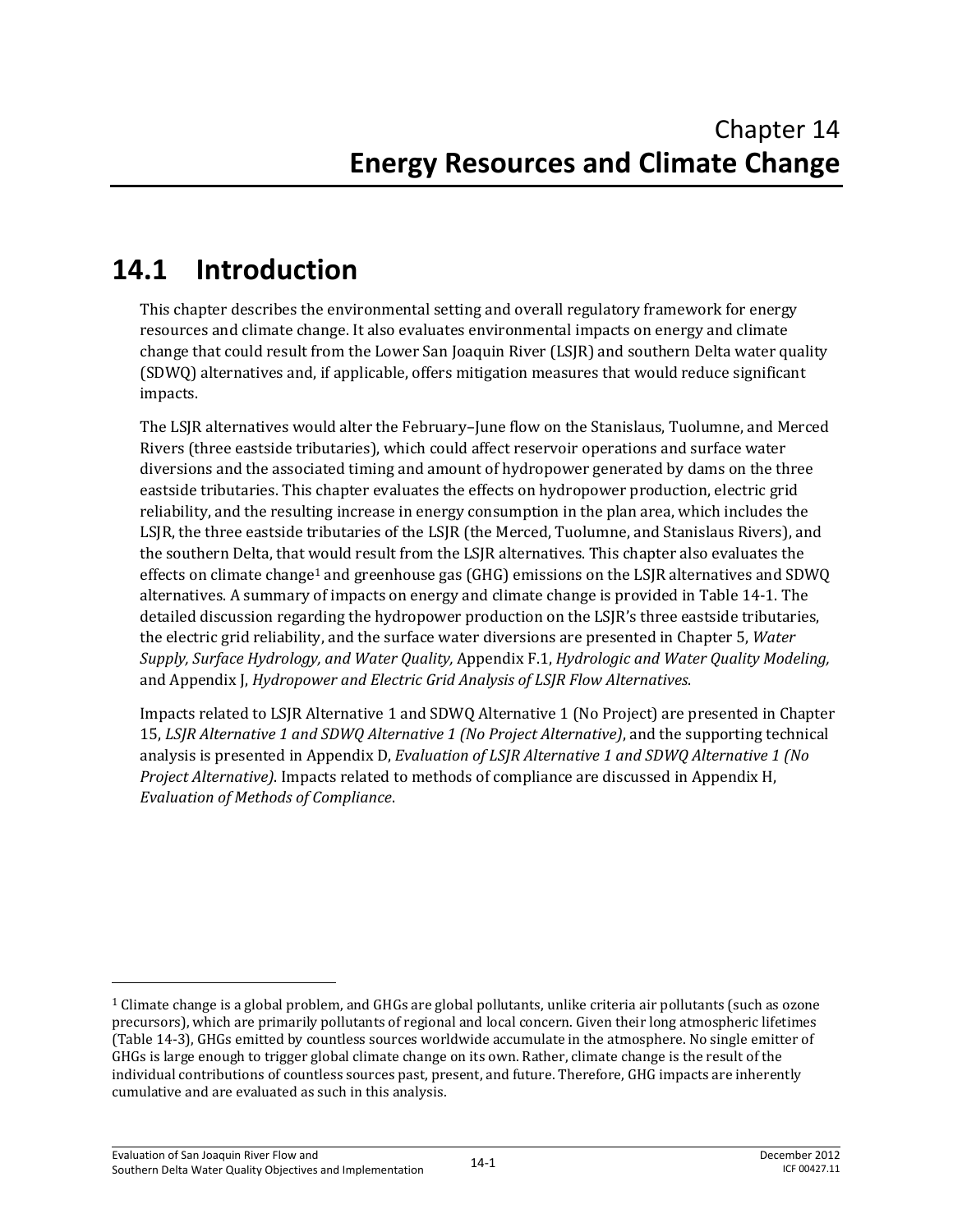# Chapter 14
# **Energy Resources and Climate Change**

## 14.1 Introduction

This chapter describes the environmental setting and overall regulatory framework for energy resources and climate change. It also evaluates environmental impacts on energy and climate change that could result from the Lower San Joaquin River (LSJR) and southern Delta water quality (SDWQ) alternatives and, if applicable, offers mitigation measures that would reduce significant impacts.

The LSJR alternatives would alter the February–June flow on the Stanislaus, Tuolumne, and Merced Rivers (three eastside tributaries), which could affect reservoir operations and surface water diversions and the associated timing and amount of hydropower generated by dams on the three eastside tributaries. This chapter evaluates the effects on hydropower production, electric grid reliability, and the resulting increase in energy consumption in the plan area, which includes the LSJR, the three eastside tributaries of the LSJR (the Merced, Tuolumne, and Stanislaus Rivers), and the southern Delta, that would result from the LSJR alternatives. This chapter also evaluates the effects on climate change[1] and greenhouse gas (GHG) emissions on the LSJR alternatives and SDWQ alternatives. A summary of impacts on energy and climate change is provided in Table 14-1. The detailed discussion regarding the hydropower production on the LSJR's three eastside tributaries, the electric grid reliability, and the surface water diversions are presented in Chapter 5, *Water Supply, Surface Hydrology, and Water Quality,* Appendix F.1, *Hydrologic and Water Quality Modeling,* and Appendix J, *Hydropower and Electric Grid Analysis of LSJR Flow Alternatives*.

Impacts related to LSJR Alternative 1 and SDWQ Alternative 1 (No Project) are presented in Chapter 15, *LSJR Alternative 1 and SDWQ Alternative 1 (No Project Alternative)*, and the supporting technical analysis is presented in Appendix D, *Evaluation of LSJR Alternative 1 and SDWQ Alternative 1 (No Project Alternative)*. Impacts related to methods of compliance are discussed in Appendix H, *Evaluation of Methods of Compliance*.

---

[1] Climate change is a global problem, and GHGs are global pollutants, unlike criteria air pollutants (such as ozone precursors), which are primarily pollutants of regional and local concern. Given their long atmospheric lifetimes (Table 14-3), GHGs emitted by countless sources worldwide accumulate in the atmosphere. No single emitter of GHGs is large enough to trigger global climate change on its own. Rather, climate change is the result of the individual contributions of countless sources past, present, and future. Therefore, GHG impacts are inherently cumulative and are evaluated as such in this analysis.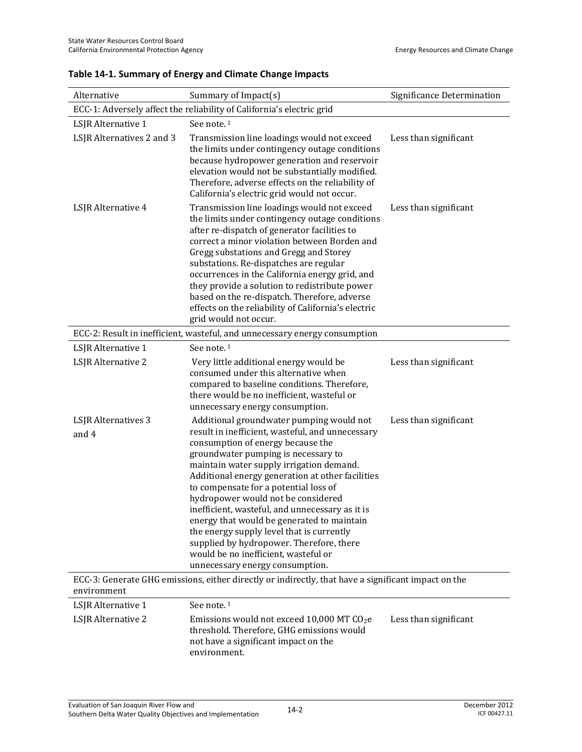**Table 14-1. Summary of Energy and Climate Change Impacts**

| Alternative | Summary of Impact(s) | Significance Determination |
|---|---|---|
| ECC-1: Adversely affect the reliability of California's electric grid | | |
| LSJR Alternative 1 | See note. [1] | |
| LSJR Alternatives 2 and 3 | Transmission line loadings would not exceed the limits under contingency outage conditions because hydropower generation and reservoir elevation would not be substantially modified. Therefore, adverse effects on the reliability of California's electric grid would not occur. | Less than significant |
| LSJR Alternative 4 | Transmission line loadings would not exceed the limits under contingency outage conditions after re-dispatch of generator facilities to correct a minor violation between Borden and Gregg substations and Gregg and Storey substations. Re-dispatches are regular occurrences in the California energy grid, and they provide a solution to redistribute power based on the re-dispatch. Therefore, adverse effects on the reliability of California's electric grid would not occur. | Less than significant |
| ECC-2: Result in inefficient, wasteful, and unnecessary energy consumption | | |
| LSJR Alternative 1 | See note. [1] | |
| LSJR Alternative 2 | Very little additional energy would be consumed under this alternative when compared to baseline conditions. Therefore, there would be no inefficient, wasteful or unnecessary energy consumption. | Less than significant |
| LSJR Alternatives 3 and 4 | Additional groundwater pumping would not result in inefficient, wasteful, and unnecessary consumption of energy because the groundwater pumping is necessary to maintain water supply irrigation demand. Additional energy generation at other facilities to compensate for a potential loss of hydropower would not be considered inefficient, wasteful, and unnecessary as it is energy that would be generated to maintain the energy supply level that is currently supplied by hydropower. Therefore, there would be no inefficient, wasteful or unnecessary energy consumption. | Less than significant |
| ECC-3: Generate GHG emissions, either directly or indirectly, that have a significant impact on the environment | | |
| LSJR Alternative 1 | See note. [1] | |
| LSJR Alternative 2 | Emissions would not exceed 10,000 MT $CO_2e$ threshold. Therefore, GHG emissions would not have a significant impact on the environment. | Less than significant |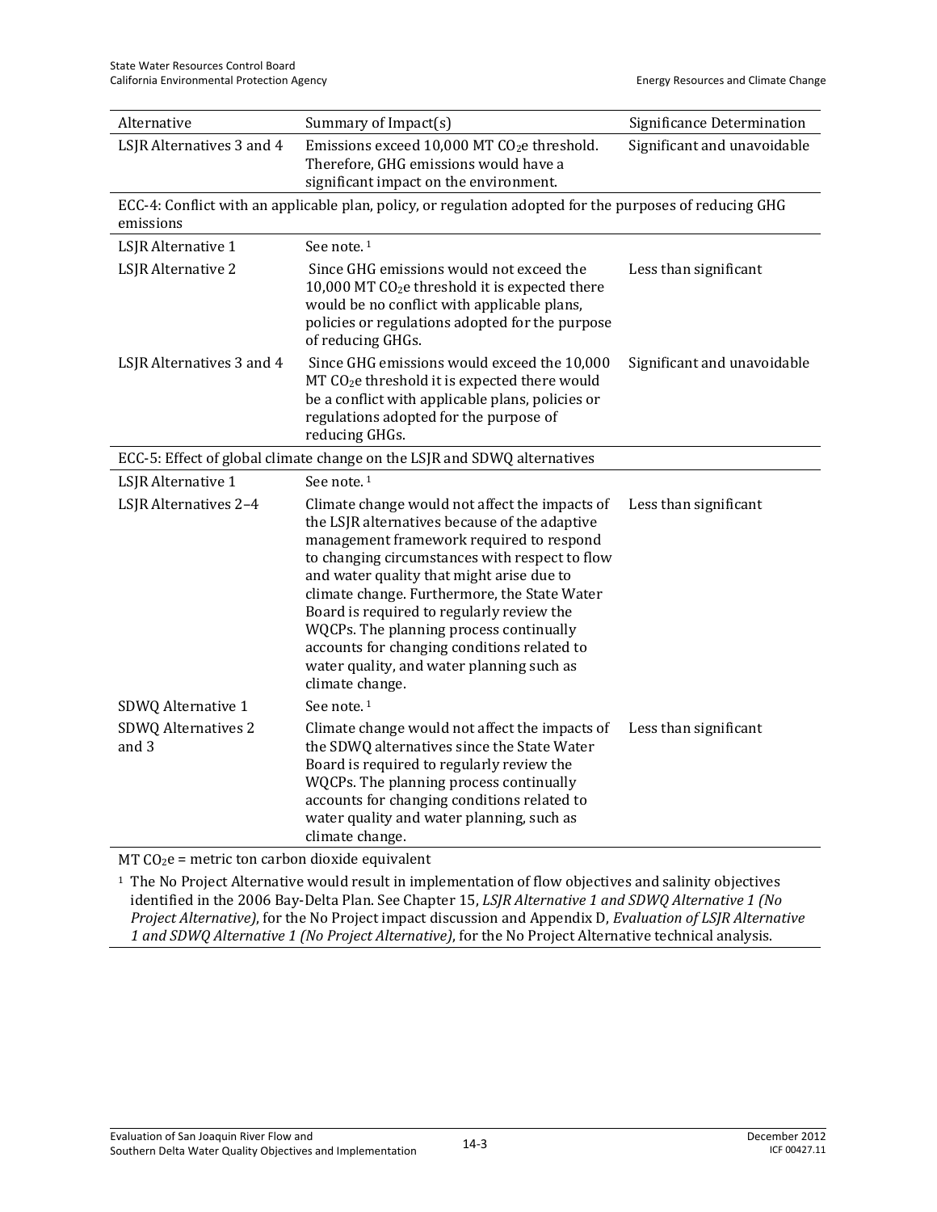| Alternative | Summary of Impact(s) | Significance Determination |
|---|---|---|
| LSJR Alternatives 3 and 4 | Emissions exceed 10,000 MT $CO_2$e threshold. Therefore, GHG emissions would have a significant impact on the environment. | Significant and unavoidable |
| ECC-4: Conflict with an applicable plan, policy, or regulation adopted for the purposes of reducing GHG emissions | | |
| LSJR Alternative 1 | See note. [1] | |
| LSJR Alternative 2 | Since GHG emissions would not exceed the 10,000 MT $CO_2$e threshold it is expected there would be no conflict with applicable plans, policies or regulations adopted for the purpose of reducing GHGs. | Less than significant |
| LSJR Alternatives 3 and 4 | Since GHG emissions would exceed the 10,000 MT $CO_2$e threshold it is expected there would be a conflict with applicable plans, policies or regulations adopted for the purpose of reducing GHGs. | Significant and unavoidable |
| ECC-5: Effect of global climate change on the LSJR and SDWQ alternatives | | |
| LSJR Alternative 1 | See note. [1] | |
| LSJR Alternatives 2–4 | Climate change would not affect the impacts of the LSJR alternatives because of the adaptive management framework required to respond to changing circumstances with respect to flow and water quality that might arise due to climate change. Furthermore, the State Water Board is required to regularly review the WQCPs. The planning process continually accounts for changing conditions related to water quality, and water planning such as climate change. | Less than significant |
| SDWQ Alternative 1 | See note. [1] | |
| SDWQ Alternatives 2 and 3 | Climate change would not affect the impacts of the SDWQ alternatives since the State Water Board is required to regularly review the WQCPs. The planning process continually accounts for changing conditions related to water quality and water planning, such as climate change. | Less than significant |

MT $CO_2$e = metric ton carbon dioxide equivalent

[1] The No Project Alternative would result in implementation of flow objectives and salinity objectives identified in the 2006 Bay-Delta Plan. See Chapter 15, *LSJR Alternative 1 and SDWQ Alternative 1 (No Project Alternative)*, for the No Project impact discussion and Appendix D, *Evaluation of LSJR Alternative 1 and SDWQ Alternative 1 (No Project Alternative)*, for the No Project Alternative technical analysis.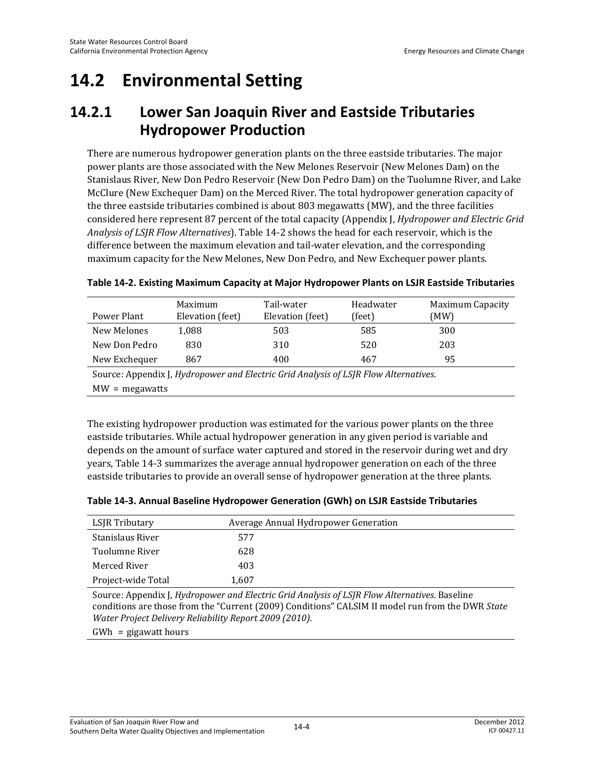# 14.2 Environmental Setting

## 14.2.1 Lower San Joaquin River and Eastside Tributaries Hydropower Production

There are numerous hydropower generation plants on the three eastside tributaries. The major power plants are those associated with the New Melones Reservoir (New Melones Dam) on the Stanislaus River, New Don Pedro Reservoir (New Don Pedro Dam) on the Tuolumne River, and Lake McClure (New Exchequer Dam) on the Merced River. The total hydropower generation capacity of the three eastside tributaries combined is about 803 megawatts (MW), and the three facilities considered here represent 87 percent of the total capacity (Appendix J, *Hydropower and Electric Grid Analysis of LSJR Flow Alternatives*). Table 14-2 shows the head for each reservoir, which is the difference between the maximum elevation and tail-water elevation, and the corresponding maximum capacity for the New Melones, New Don Pedro, and New Exchequer power plants.

**Table 14-2. Existing Maximum Capacity at Major Hydropower Plants on LSJR Eastside Tributaries**

| Power Plant | Maximum Elevation (feet) | Tail-water Elevation (feet) | Headwater (feet) | Maximum Capacity (MW) |
|---|---|---|---|---|
| New Melones | 1,088 | 503 | 585 | 300 |
| New Don Pedro | 830 | 310 | 520 | 203 |
| New Exchequer | 867 | 400 | 467 | 95 |

Source: Appendix J, *Hydropower and Electric Grid Analysis of LSJR Flow Alternatives*.

MW = megawatts

The existing hydropower production was estimated for the various power plants on the three eastside tributaries. While actual hydropower generation in any given period is variable and depends on the amount of surface water captured and stored in the reservoir during wet and dry years, Table 14-3 summarizes the average annual hydropower generation on each of the three eastside tributaries to provide an overall sense of hydropower generation at the three plants.

**Table 14-3. Annual Baseline Hydropower Generation (GWh) on LSJR Eastside Tributaries**

| LSJR Tributary | Average Annual Hydropower Generation |
|---|---|
| Stanislaus River | 577 |
| Tuolumne River | 628 |
| Merced River | 403 |
| Project-wide Total | 1,607 |

Source: Appendix J, *Hydropower and Electric Grid Analysis of LSJR Flow Alternatives*. Baseline conditions are those from the "Current (2009) Conditions" CALSIM II model run from the DWR *State Water Project Delivery Reliability Report 2009 (2010)*.

GWh = gigawatt hours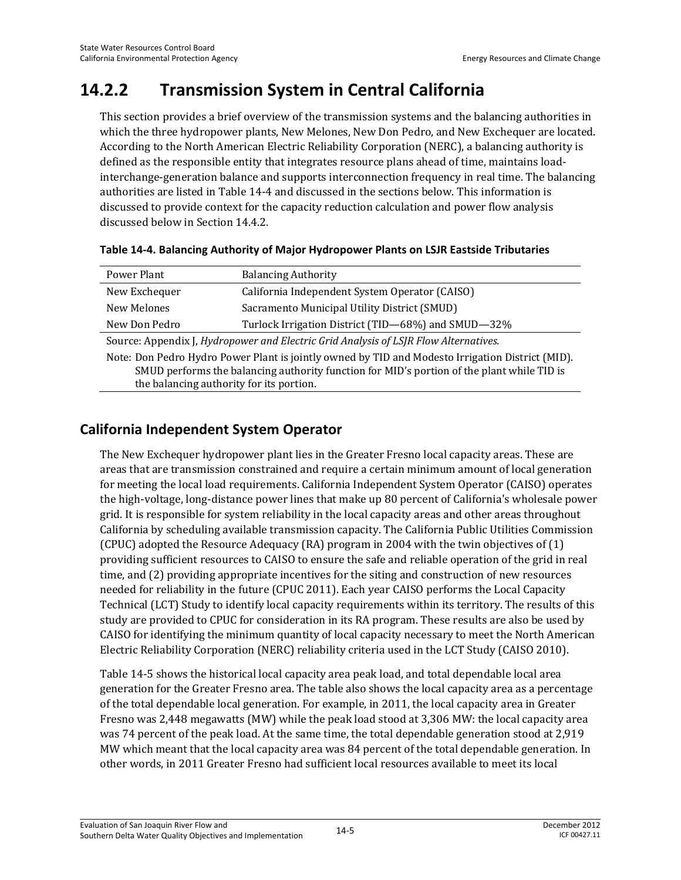# 14.2.2 Transmission System in Central California

This section provides a brief overview of the transmission systems and the balancing authorities in which the three hydropower plants, New Melones, New Don Pedro, and New Exchequer are located. According to the North American Electric Reliability Corporation (NERC), a balancing authority is defined as the responsible entity that integrates resource plans ahead of time, maintains load-interchange-generation balance and supports interconnection frequency in real time. The balancing authorities are listed in Table 14-4 and discussed in the sections below. This information is discussed to provide context for the capacity reduction calculation and power flow analysis discussed below in Section 14.4.2.

**Table 14-4. Balancing Authority of Major Hydropower Plants on LSJR Eastside Tributaries**

| Power Plant | Balancing Authority |
|---|---|
| New Exchequer | California Independent System Operator (CAISO) |
| New Melones | Sacramento Municipal Utility District (SMUD) |
| New Don Pedro | Turlock Irrigation District (TID—68%) and SMUD—32% |

Source: Appendix J, *Hydropower and Electric Grid Analysis of LSJR Flow Alternatives*.

Note: Don Pedro Hydro Power Plant is jointly owned by TID and Modesto Irrigation District (MID). SMUD performs the balancing authority function for MID's portion of the plant while TID is the balancing authority for its portion.

## California Independent System Operator

The New Exchequer hydropower plant lies in the Greater Fresno local capacity areas. These are areas that are transmission constrained and require a certain minimum amount of local generation for meeting the local load requirements. California Independent System Operator (CAISO) operates the high-voltage, long-distance power lines that make up 80 percent of California's wholesale power grid. It is responsible for system reliability in the local capacity areas and other areas throughout California by scheduling available transmission capacity. The California Public Utilities Commission (CPUC) adopted the Resource Adequacy (RA) program in 2004 with the twin objectives of (1) providing sufficient resources to CAISO to ensure the safe and reliable operation of the grid in real time, and (2) providing appropriate incentives for the siting and construction of new resources needed for reliability in the future (CPUC 2011). Each year CAISO performs the Local Capacity Technical (LCT) Study to identify local capacity requirements within its territory. The results of this study are provided to CPUC for consideration in its RA program. These results are also be used by CAISO for identifying the minimum quantity of local capacity necessary to meet the North American Electric Reliability Corporation (NERC) reliability criteria used in the LCT Study (CAISO 2010).

Table 14-5 shows the historical local capacity area peak load, and total dependable local area generation for the Greater Fresno area. The table also shows the local capacity area as a percentage of the total dependable local generation. For example, in 2011, the local capacity area in Greater Fresno was 2,448 megawatts (MW) while the peak load stood at 3,306 MW: the local capacity area was 74 percent of the peak load. At the same time, the total dependable generation stood at 2,919 MW which meant that the local capacity area was 84 percent of the total dependable generation. In other words, in 2011 Greater Fresno had sufficient local resources available to meet its local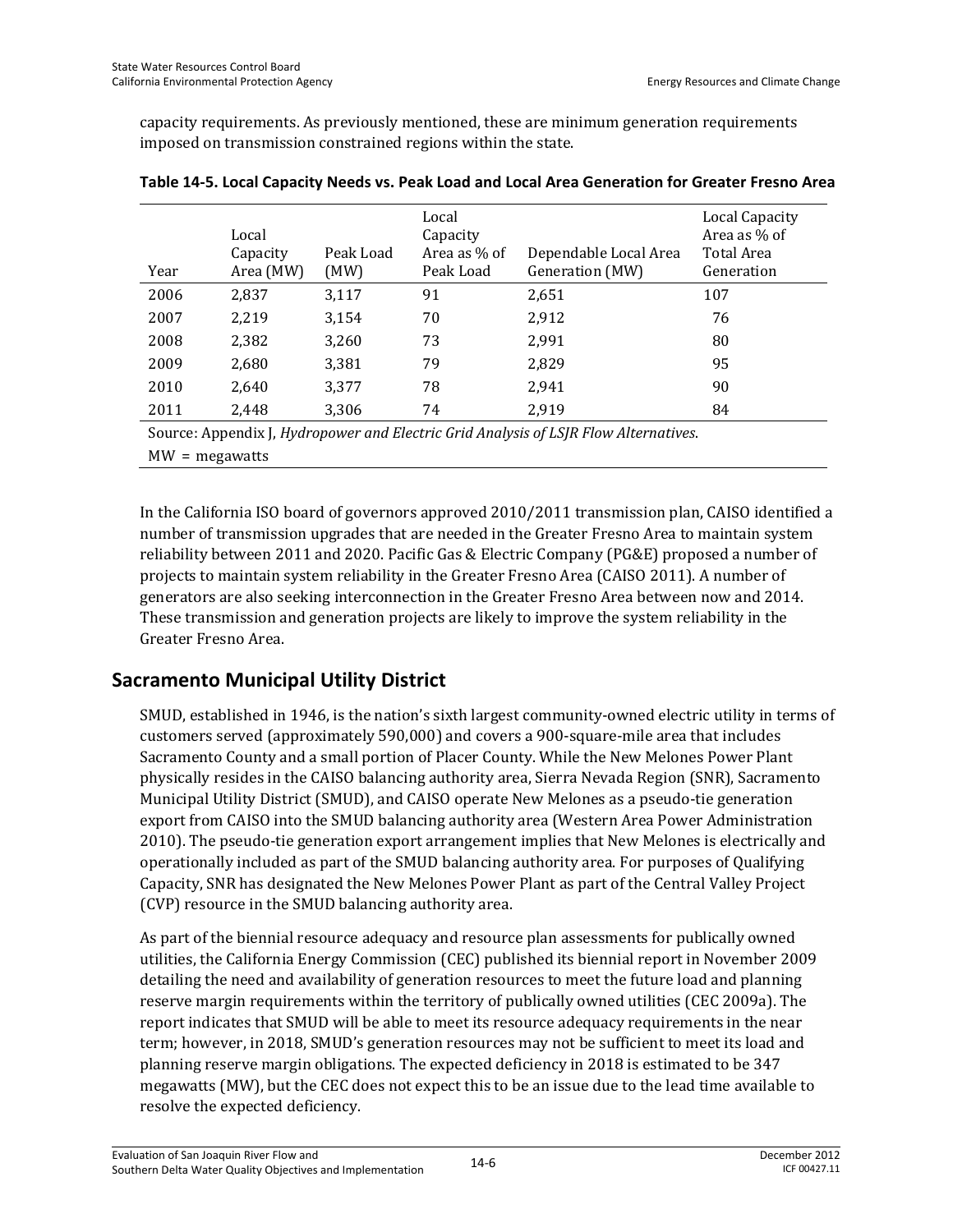capacity requirements. As previously mentioned, these are minimum generation requirements imposed on transmission constrained regions within the state.

**Table 14-5. Local Capacity Needs vs. Peak Load and Local Area Generation for Greater Fresno Area**

| Year | Local Capacity Area (MW) | Peak Load (MW) | Local Capacity Area as % of Peak Load | Dependable Local Area Generation (MW) | Local Capacity Area as % of Total Area Generation |
|---|---|---|---|---|---|
| 2006 | 2,837 | 3,117 | 91 | 2,651 | 107 |
| 2007 | 2,219 | 3,154 | 70 | 2,912 | 76 |
| 2008 | 2,382 | 3,260 | 73 | 2,991 | 80 |
| 2009 | 2,680 | 3,381 | 79 | 2,829 | 95 |
| 2010 | 2,640 | 3,377 | 78 | 2,941 | 90 |
| 2011 | 2,448 | 3,306 | 74 | 2,919 | 84 |

Source: Appendix J, *Hydropower and Electric Grid Analysis of LSJR Flow Alternatives*.
MW = megawatts

In the California ISO board of governors approved 2010/2011 transmission plan, CAISO identified a number of transmission upgrades that are needed in the Greater Fresno Area to maintain system reliability between 2011 and 2020. Pacific Gas & Electric Company (PG&E) proposed a number of projects to maintain system reliability in the Greater Fresno Area (CAISO 2011). A number of generators are also seeking interconnection in the Greater Fresno Area between now and 2014. These transmission and generation projects are likely to improve the system reliability in the Greater Fresno Area.

## Sacramento Municipal Utility District

SMUD, established in 1946, is the nation's sixth largest community-owned electric utility in terms of customers served (approximately 590,000) and covers a 900-square-mile area that includes Sacramento County and a small portion of Placer County. While the New Melones Power Plant physically resides in the CAISO balancing authority area, Sierra Nevada Region (SNR), Sacramento Municipal Utility District (SMUD), and CAISO operate New Melones as a pseudo-tie generation export from CAISO into the SMUD balancing authority area (Western Area Power Administration 2010). The pseudo-tie generation export arrangement implies that New Melones is electrically and operationally included as part of the SMUD balancing authority area. For purposes of Qualifying Capacity, SNR has designated the New Melones Power Plant as part of the Central Valley Project (CVP) resource in the SMUD balancing authority area.

As part of the biennial resource adequacy and resource plan assessments for publically owned utilities, the California Energy Commission (CEC) published its biennial report in November 2009 detailing the need and availability of generation resources to meet the future load and planning reserve margin requirements within the territory of publically owned utilities (CEC 2009a). The report indicates that SMUD will be able to meet its resource adequacy requirements in the near term; however, in 2018, SMUD's generation resources may not be sufficient to meet its load and planning reserve margin obligations. The expected deficiency in 2018 is estimated to be 347 megawatts (MW), but the CEC does not expect this to be an issue due to the lead time available to resolve the expected deficiency.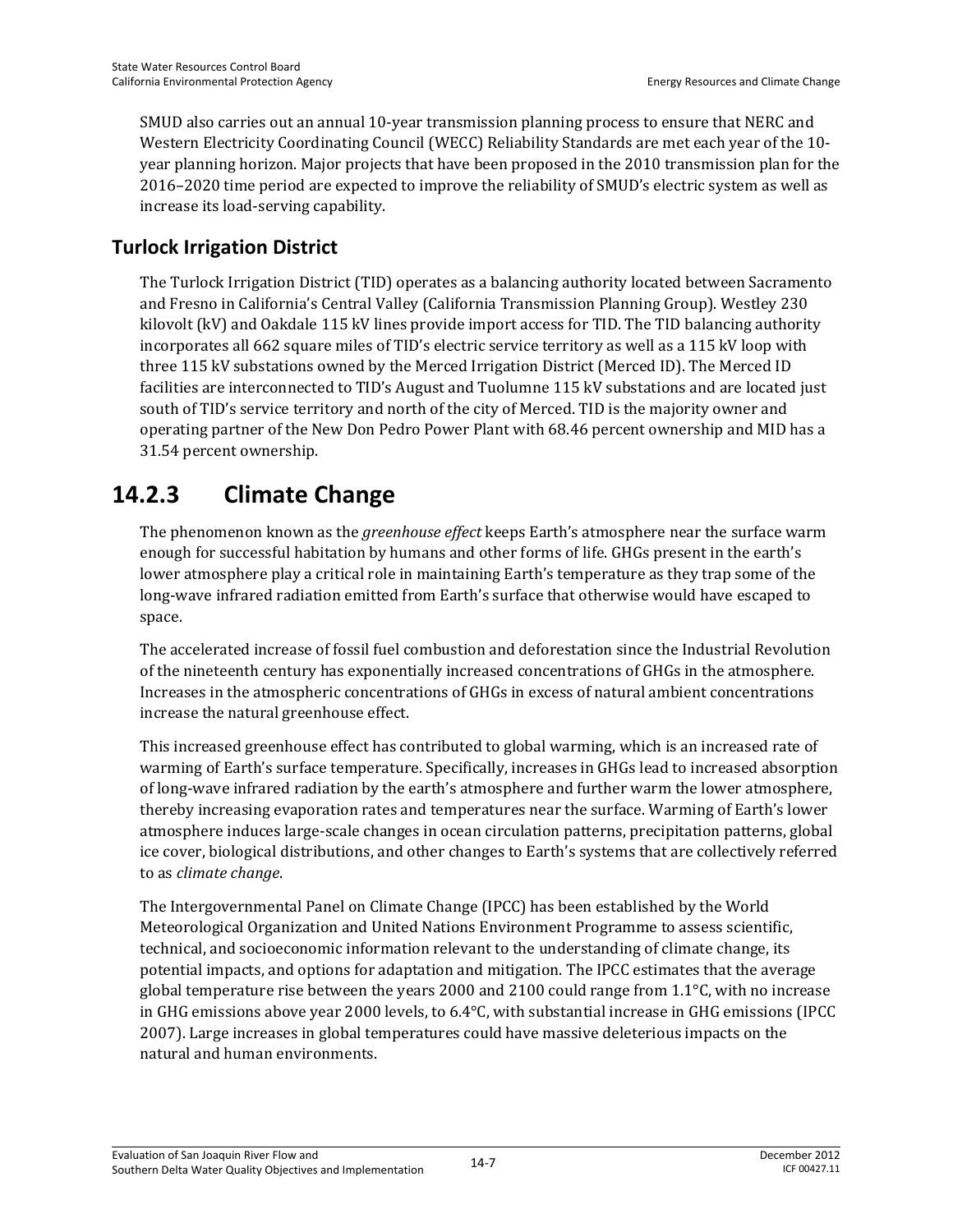SMUD also carries out an annual 10-year transmission planning process to ensure that NERC and Western Electricity Coordinating Council (WECC) Reliability Standards are met each year of the 10-year planning horizon. Major projects that have been proposed in the 2010 transmission plan for the 2016–2020 time period are expected to improve the reliability of SMUD's electric system as well as increase its load-serving capability.

### Turlock Irrigation District

The Turlock Irrigation District (TID) operates as a balancing authority located between Sacramento and Fresno in California's Central Valley (California Transmission Planning Group). Westley 230 kilovolt (kV) and Oakdale 115 kV lines provide import access for TID. The TID balancing authority incorporates all 662 square miles of TID's electric service territory as well as a 115 kV loop with three 115 kV substations owned by the Merced Irrigation District (Merced ID). The Merced ID facilities are interconnected to TID's August and Tuolumne 115 kV substations and are located just south of TID's service territory and north of the city of Merced. TID is the majority owner and operating partner of the New Don Pedro Power Plant with 68.46 percent ownership and MID has a 31.54 percent ownership.

## 14.2.3 Climate Change

The phenomenon known as the *greenhouse effect* keeps Earth's atmosphere near the surface warm enough for successful habitation by humans and other forms of life. GHGs present in the earth's lower atmosphere play a critical role in maintaining Earth's temperature as they trap some of the long-wave infrared radiation emitted from Earth's surface that otherwise would have escaped to space.

The accelerated increase of fossil fuel combustion and deforestation since the Industrial Revolution of the nineteenth century has exponentially increased concentrations of GHGs in the atmosphere. Increases in the atmospheric concentrations of GHGs in excess of natural ambient concentrations increase the natural greenhouse effect.

This increased greenhouse effect has contributed to global warming, which is an increased rate of warming of Earth's surface temperature. Specifically, increases in GHGs lead to increased absorption of long-wave infrared radiation by the earth's atmosphere and further warm the lower atmosphere, thereby increasing evaporation rates and temperatures near the surface. Warming of Earth's lower atmosphere induces large-scale changes in ocean circulation patterns, precipitation patterns, global ice cover, biological distributions, and other changes to Earth's systems that are collectively referred to as *climate change*.

The Intergovernmental Panel on Climate Change (IPCC) has been established by the World Meteorological Organization and United Nations Environment Programme to assess scientific, technical, and socioeconomic information relevant to the understanding of climate change, its potential impacts, and options for adaptation and mitigation. The IPCC estimates that the average global temperature rise between the years 2000 and 2100 could range from 1.1°C, with no increase in GHG emissions above year 2000 levels, to 6.4°C, with substantial increase in GHG emissions (IPCC 2007). Large increases in global temperatures could have massive deleterious impacts on the natural and human environments.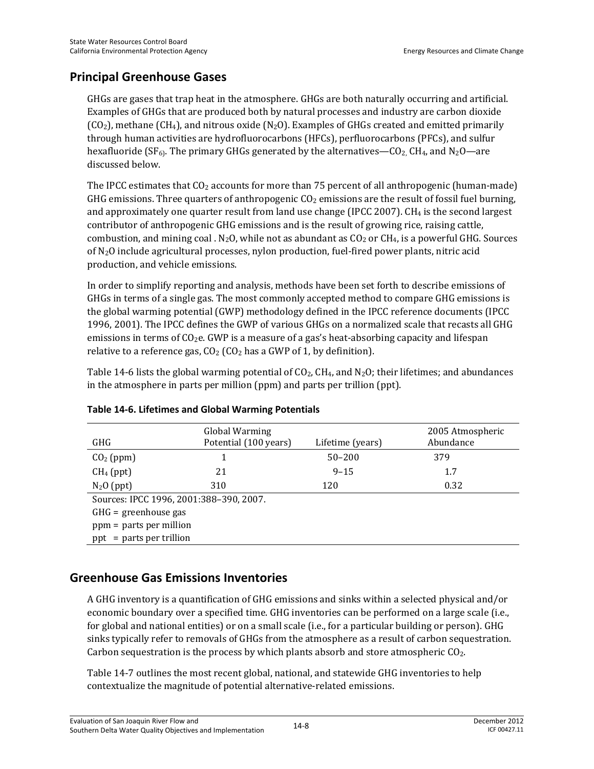## Principal Greenhouse Gases

GHGs are gases that trap heat in the atmosphere. GHGs are both naturally occurring and artificial. Examples of GHGs that are produced both by natural processes and industry are carbon dioxide ($CO_2$), methane ($CH_4$), and nitrous oxide ($N_2O$). Examples of GHGs created and emitted primarily through human activities are hydrofluorocarbons (HFCs), perfluorocarbons (PFCs), and sulfur hexafluoride ($SF_6$). The primary GHGs generated by the alternatives—$CO_2$, $CH_4$, and $N_2O$—are discussed below.

The IPCC estimates that $CO_2$ accounts for more than 75 percent of all anthropogenic (human-made) GHG emissions. Three quarters of anthropogenic $CO_2$ emissions are the result of fossil fuel burning, and approximately one quarter result from land use change (IPCC 2007). $CH_4$ is the second largest contributor of anthropogenic GHG emissions and is the result of growing rice, raising cattle, combustion, and mining coal . $N_2O$, while not as abundant as $CO_2$ or $CH_4$, is a powerful GHG. Sources of $N_2O$ include agricultural processes, nylon production, fuel-fired power plants, nitric acid production, and vehicle emissions.

In order to simplify reporting and analysis, methods have been set forth to describe emissions of GHGs in terms of a single gas. The most commonly accepted method to compare GHG emissions is the global warming potential (GWP) methodology defined in the IPCC reference documents (IPCC 1996, 2001). The IPCC defines the GWP of various GHGs on a normalized scale that recasts all GHG emissions in terms of $CO_2e$. GWP is a measure of a gas's heat-absorbing capacity and lifespan relative to a reference gas, $CO_2$ ($CO_2$ has a GWP of 1, by definition).

Table 14-6 lists the global warming potential of $CO_2$, $CH_4$, and $N_2O$; their lifetimes; and abundances in the atmosphere in parts per million (ppm) and parts per trillion (ppt).

**Table 14-6. Lifetimes and Global Warming Potentials**

| GHG | Global Warming Potential (100 years) | Lifetime (years) | 2005 Atmospheric Abundance |
|---|---|---|---|
| $CO_2$ (ppm) | 1 | 50–200 | 379 |
| $CH_4$ (ppt) | 21 | 9–15 | 1.7 |
| $N_2O$ (ppt) | 310 | 120 | 0.32 |

Sources: IPCC 1996, 2001:388–390, 2007.
GHG = greenhouse gas
ppm = parts per million
ppt = parts per trillion

## Greenhouse Gas Emissions Inventories

A GHG inventory is a quantification of GHG emissions and sinks within a selected physical and/or economic boundary over a specified time. GHG inventories can be performed on a large scale (i.e., for global and national entities) or on a small scale (i.e., for a particular building or person). GHG sinks typically refer to removals of GHGs from the atmosphere as a result of carbon sequestration. Carbon sequestration is the process by which plants absorb and store atmospheric $CO_2$.

Table 14-7 outlines the most recent global, national, and statewide GHG inventories to help contextualize the magnitude of potential alternative-related emissions.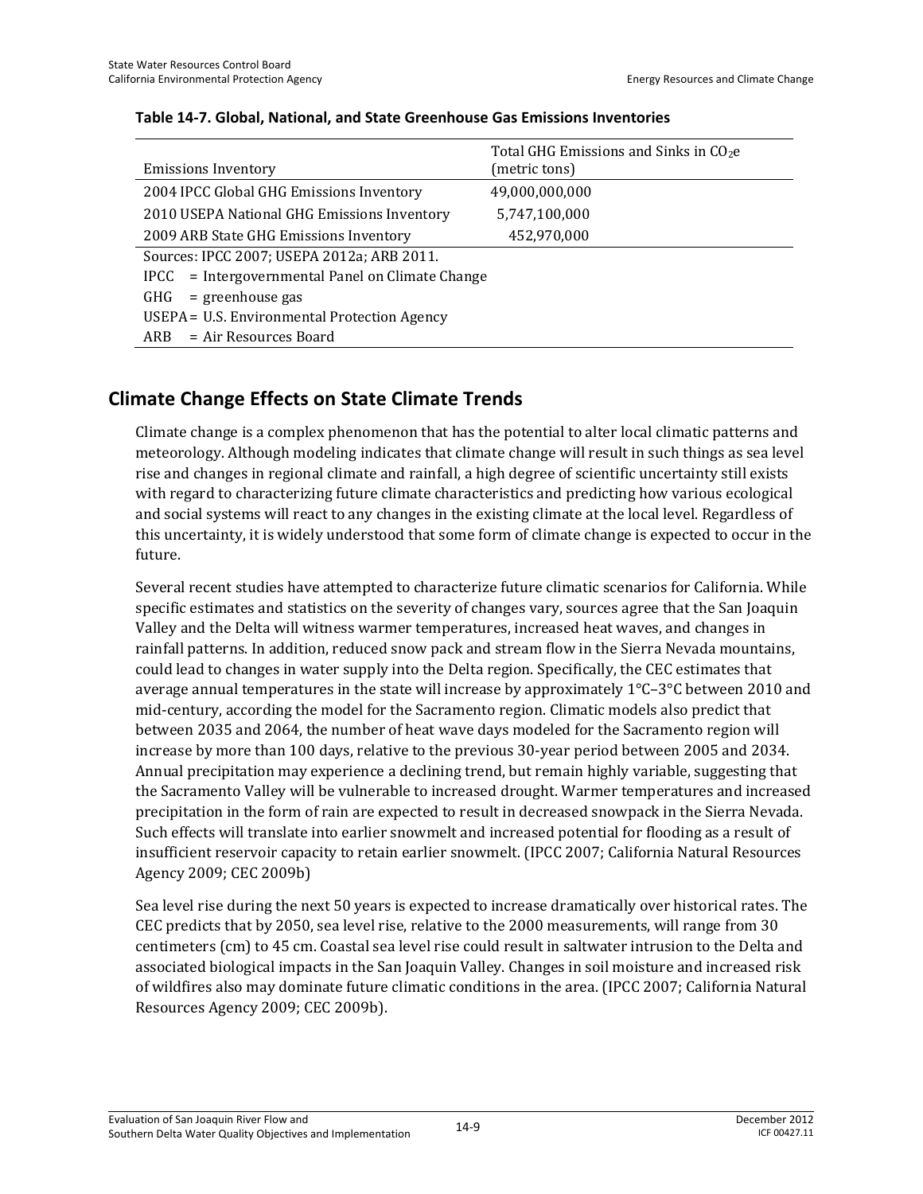**Table 14-7. Global, National, and State Greenhouse Gas Emissions Inventories**

| Emissions Inventory | Total GHG Emissions and Sinks in $CO_2e$ (metric tons) |
| --- | --- |
| 2004 IPCC Global GHG Emissions Inventory | 49,000,000,000 |
| 2010 USEPA National GHG Emissions Inventory | 5,747,100,000 |
| 2009 ARB State GHG Emissions Inventory | 452,970,000 |

Sources: IPCC 2007; USEPA 2012a; ARB 2011.
IPCC = Intergovernmental Panel on Climate Change
GHG = greenhouse gas
USEPA = U.S. Environmental Protection Agency
ARB = Air Resources Board

## Climate Change Effects on State Climate Trends

Climate change is a complex phenomenon that has the potential to alter local climatic patterns and meteorology. Although modeling indicates that climate change will result in such things as sea level rise and changes in regional climate and rainfall, a high degree of scientific uncertainty still exists with regard to characterizing future climate characteristics and predicting how various ecological and social systems will react to any changes in the existing climate at the local level. Regardless of this uncertainty, it is widely understood that some form of climate change is expected to occur in the future.

Several recent studies have attempted to characterize future climatic scenarios for California. While specific estimates and statistics on the severity of changes vary, sources agree that the San Joaquin Valley and the Delta will witness warmer temperatures, increased heat waves, and changes in rainfall patterns. In addition, reduced snow pack and stream flow in the Sierra Nevada mountains, could lead to changes in water supply into the Delta region. Specifically, the CEC estimates that average annual temperatures in the state will increase by approximately 1°C–3°C between 2010 and mid-century, according the model for the Sacramento region. Climatic models also predict that between 2035 and 2064, the number of heat wave days modeled for the Sacramento region will increase by more than 100 days, relative to the previous 30-year period between 2005 and 2034. Annual precipitation may experience a declining trend, but remain highly variable, suggesting that the Sacramento Valley will be vulnerable to increased drought. Warmer temperatures and increased precipitation in the form of rain are expected to result in decreased snowpack in the Sierra Nevada. Such effects will translate into earlier snowmelt and increased potential for flooding as a result of insufficient reservoir capacity to retain earlier snowmelt. (IPCC 2007; California Natural Resources Agency 2009; CEC 2009b)

Sea level rise during the next 50 years is expected to increase dramatically over historical rates. The CEC predicts that by 2050, sea level rise, relative to the 2000 measurements, will range from 30 centimeters (cm) to 45 cm. Coastal sea level rise could result in saltwater intrusion to the Delta and associated biological impacts in the San Joaquin Valley. Changes in soil moisture and increased risk of wildfires also may dominate future climatic conditions in the area. (IPCC 2007; California Natural Resources Agency 2009; CEC 2009b).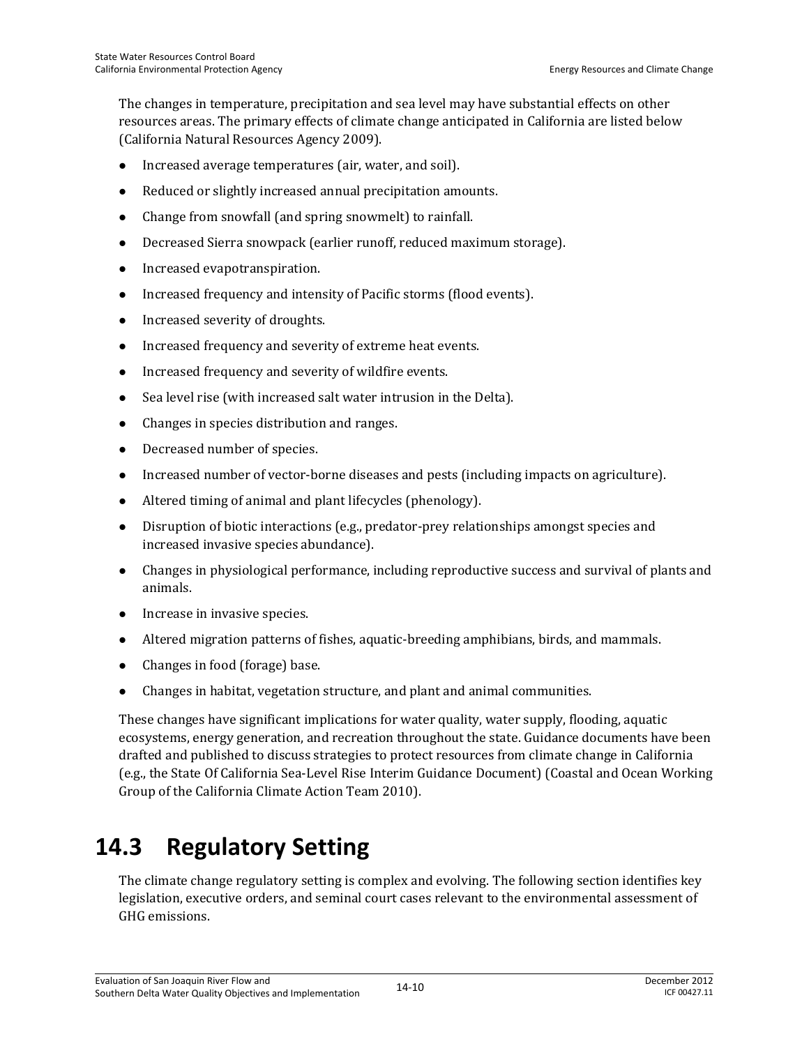The changes in temperature, precipitation and sea level may have substantial effects on other resources areas. The primary effects of climate change anticipated in California are listed below (California Natural Resources Agency 2009).

- Increased average temperatures (air, water, and soil).
- Reduced or slightly increased annual precipitation amounts.
- Change from snowfall (and spring snowmelt) to rainfall.
- Decreased Sierra snowpack (earlier runoff, reduced maximum storage).
- Increased evapotranspiration.
- Increased frequency and intensity of Pacific storms (flood events).
- Increased severity of droughts.
- Increased frequency and severity of extreme heat events.
- Increased frequency and severity of wildfire events.
- Sea level rise (with increased salt water intrusion in the Delta).
- Changes in species distribution and ranges.
- Decreased number of species.
- Increased number of vector-borne diseases and pests (including impacts on agriculture).
- Altered timing of animal and plant lifecycles (phenology).
- Disruption of biotic interactions (e.g., predator-prey relationships amongst species and increased invasive species abundance).
- Changes in physiological performance, including reproductive success and survival of plants and animals.
- Increase in invasive species.
- Altered migration patterns of fishes, aquatic-breeding amphibians, birds, and mammals.
- Changes in food (forage) base.
- Changes in habitat, vegetation structure, and plant and animal communities.

These changes have significant implications for water quality, water supply, flooding, aquatic ecosystems, energy generation, and recreation throughout the state. Guidance documents have been drafted and published to discuss strategies to protect resources from climate change in California (e.g., the State Of California Sea-Level Rise Interim Guidance Document) (Coastal and Ocean Working Group of the California Climate Action Team 2010).

# 14.3 Regulatory Setting

The climate change regulatory setting is complex and evolving. The following section identifies key legislation, executive orders, and seminal court cases relevant to the environmental assessment of GHG emissions.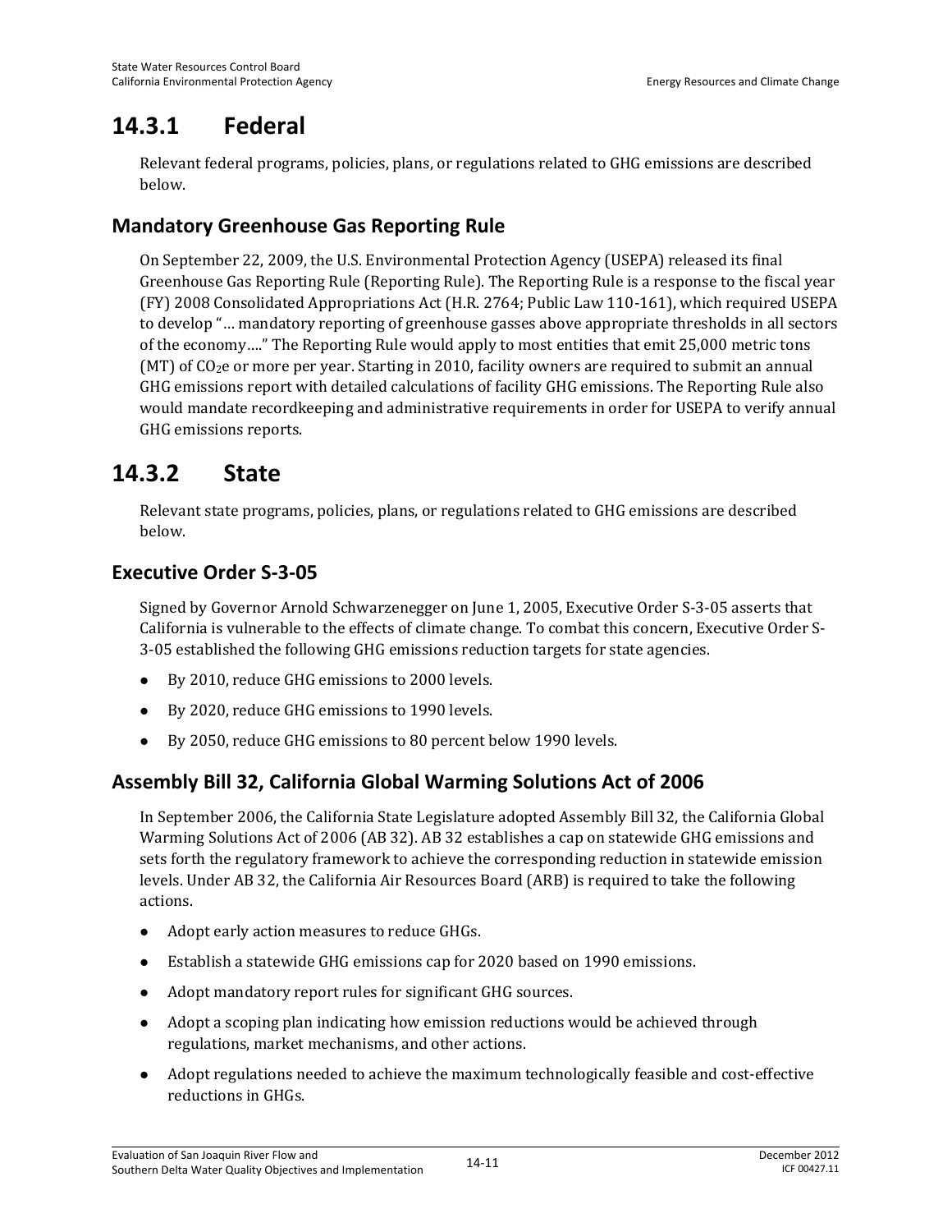## 14.3.1 Federal

Relevant federal programs, policies, plans, or regulations related to GHG emissions are described below.

### Mandatory Greenhouse Gas Reporting Rule

On September 22, 2009, the U.S. Environmental Protection Agency (USEPA) released its final Greenhouse Gas Reporting Rule (Reporting Rule). The Reporting Rule is a response to the fiscal year (FY) 2008 Consolidated Appropriations Act (H.R. 2764; Public Law 110-161), which required USEPA to develop "… mandatory reporting of greenhouse gasses above appropriate thresholds in all sectors of the economy…." The Reporting Rule would apply to most entities that emit 25,000 metric tons (MT) of $CO_2e$ or more per year. Starting in 2010, facility owners are required to submit an annual GHG emissions report with detailed calculations of facility GHG emissions. The Reporting Rule also would mandate recordkeeping and administrative requirements in order for USEPA to verify annual GHG emissions reports.

## 14.3.2 State

Relevant state programs, policies, plans, or regulations related to GHG emissions are described below.

### Executive Order S-3-05

Signed by Governor Arnold Schwarzenegger on June 1, 2005, Executive Order S-3-05 asserts that California is vulnerable to the effects of climate change. To combat this concern, Executive Order S-3-05 established the following GHG emissions reduction targets for state agencies.

- By 2010, reduce GHG emissions to 2000 levels.
- By 2020, reduce GHG emissions to 1990 levels.
- By 2050, reduce GHG emissions to 80 percent below 1990 levels.

### Assembly Bill 32, California Global Warming Solutions Act of 2006

In September 2006, the California State Legislature adopted Assembly Bill 32, the California Global Warming Solutions Act of 2006 (AB 32). AB 32 establishes a cap on statewide GHG emissions and sets forth the regulatory framework to achieve the corresponding reduction in statewide emission levels. Under AB 32, the California Air Resources Board (ARB) is required to take the following actions.

- Adopt early action measures to reduce GHGs.
- Establish a statewide GHG emissions cap for 2020 based on 1990 emissions.
- Adopt mandatory report rules for significant GHG sources.
- Adopt a scoping plan indicating how emission reductions would be achieved through regulations, market mechanisms, and other actions.
- Adopt regulations needed to achieve the maximum technologically feasible and cost-effective reductions in GHGs.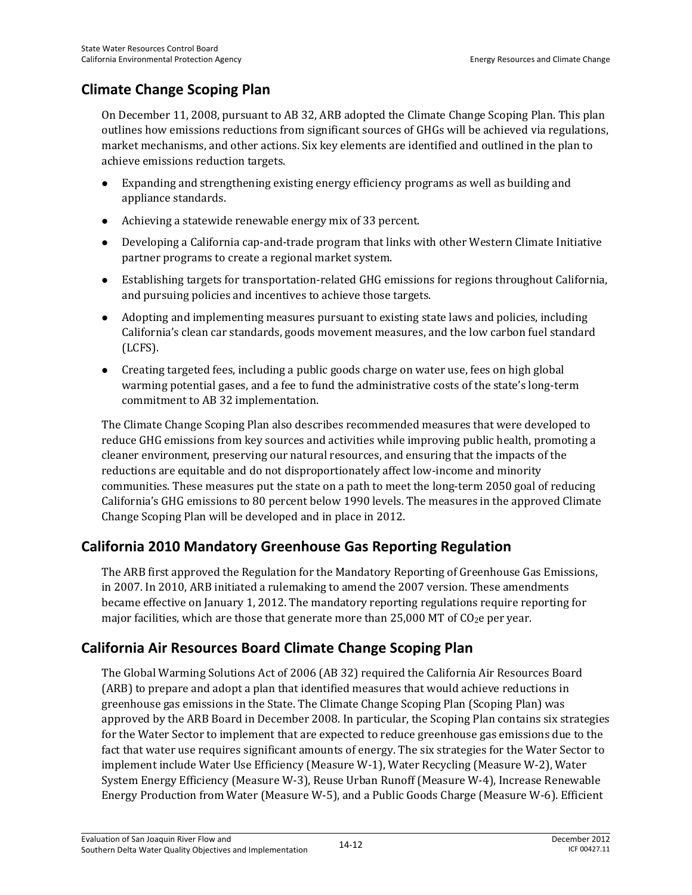## Climate Change Scoping Plan

On December 11, 2008, pursuant to AB 32, ARB adopted the Climate Change Scoping Plan. This plan outlines how emissions reductions from significant sources of GHGs will be achieved via regulations, market mechanisms, and other actions. Six key elements are identified and outlined in the plan to achieve emissions reduction targets.

- Expanding and strengthening existing energy efficiency programs as well as building and appliance standards.
- Achieving a statewide renewable energy mix of 33 percent.
- Developing a California cap-and-trade program that links with other Western Climate Initiative partner programs to create a regional market system.
- Establishing targets for transportation-related GHG emissions for regions throughout California, and pursuing policies and incentives to achieve those targets.
- Adopting and implementing measures pursuant to existing state laws and policies, including California's clean car standards, goods movement measures, and the low carbon fuel standard (LCFS).
- Creating targeted fees, including a public goods charge on water use, fees on high global warming potential gases, and a fee to fund the administrative costs of the state's long-term commitment to AB 32 implementation.

The Climate Change Scoping Plan also describes recommended measures that were developed to reduce GHG emissions from key sources and activities while improving public health, promoting a cleaner environment, preserving our natural resources, and ensuring that the impacts of the reductions are equitable and do not disproportionately affect low-income and minority communities. These measures put the state on a path to meet the long-term 2050 goal of reducing California's GHG emissions to 80 percent below 1990 levels. The measures in the approved Climate Change Scoping Plan will be developed and in place in 2012.

## California 2010 Mandatory Greenhouse Gas Reporting Regulation

The ARB first approved the Regulation for the Mandatory Reporting of Greenhouse Gas Emissions, in 2007. In 2010, ARB initiated a rulemaking to amend the 2007 version. These amendments became effective on January 1, 2012. The mandatory reporting regulations require reporting for major facilities, which are those that generate more than 25,000 MT of $CO_2e$ per year.

## California Air Resources Board Climate Change Scoping Plan

The Global Warming Solutions Act of 2006 (AB 32) required the California Air Resources Board (ARB) to prepare and adopt a plan that identified measures that would achieve reductions in greenhouse gas emissions in the State. The Climate Change Scoping Plan (Scoping Plan) was approved by the ARB Board in December 2008. In particular, the Scoping Plan contains six strategies for the Water Sector to implement that are expected to reduce greenhouse gas emissions due to the fact that water use requires significant amounts of energy. The six strategies for the Water Sector to implement include Water Use Efficiency (Measure W-1), Water Recycling (Measure W-2), Water System Energy Efficiency (Measure W-3), Reuse Urban Runoff (Measure W-4), Increase Renewable Energy Production from Water (Measure W-5), and a Public Goods Charge (Measure W-6). Efficient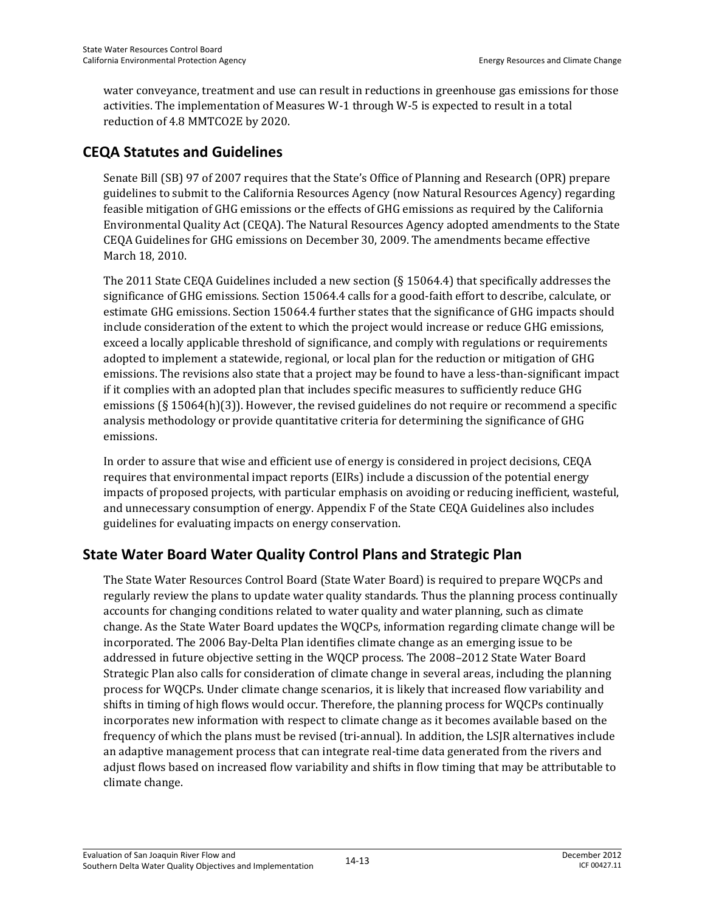water conveyance, treatment and use can result in reductions in greenhouse gas emissions for those activities. The implementation of Measures W-1 through W-5 is expected to result in a total reduction of 4.8 MMTCO2E by 2020.

## CEQA Statutes and Guidelines

Senate Bill (SB) 97 of 2007 requires that the State's Office of Planning and Research (OPR) prepare guidelines to submit to the California Resources Agency (now Natural Resources Agency) regarding feasible mitigation of GHG emissions or the effects of GHG emissions as required by the California Environmental Quality Act (CEQA). The Natural Resources Agency adopted amendments to the State CEQA Guidelines for GHG emissions on December 30, 2009. The amendments became effective March 18, 2010.

The 2011 State CEQA Guidelines included a new section (§ 15064.4) that specifically addresses the significance of GHG emissions. Section 15064.4 calls for a good-faith effort to describe, calculate, or estimate GHG emissions. Section 15064.4 further states that the significance of GHG impacts should include consideration of the extent to which the project would increase or reduce GHG emissions, exceed a locally applicable threshold of significance, and comply with regulations or requirements adopted to implement a statewide, regional, or local plan for the reduction or mitigation of GHG emissions. The revisions also state that a project may be found to have a less-than-significant impact if it complies with an adopted plan that includes specific measures to sufficiently reduce GHG emissions (§ 15064(h)(3)). However, the revised guidelines do not require or recommend a specific analysis methodology or provide quantitative criteria for determining the significance of GHG emissions.

In order to assure that wise and efficient use of energy is considered in project decisions, CEQA requires that environmental impact reports (EIRs) include a discussion of the potential energy impacts of proposed projects, with particular emphasis on avoiding or reducing inefficient, wasteful, and unnecessary consumption of energy. Appendix F of the State CEQA Guidelines also includes guidelines for evaluating impacts on energy conservation.

## State Water Board Water Quality Control Plans and Strategic Plan

The State Water Resources Control Board (State Water Board) is required to prepare WQCPs and regularly review the plans to update water quality standards. Thus the planning process continually accounts for changing conditions related to water quality and water planning, such as climate change. As the State Water Board updates the WQCPs, information regarding climate change will be incorporated. The 2006 Bay-Delta Plan identifies climate change as an emerging issue to be addressed in future objective setting in the WQCP process. The 2008–2012 State Water Board Strategic Plan also calls for consideration of climate change in several areas, including the planning process for WQCPs. Under climate change scenarios, it is likely that increased flow variability and shifts in timing of high flows would occur. Therefore, the planning process for WQCPs continually incorporates new information with respect to climate change as it becomes available based on the frequency of which the plans must be revised (tri-annual). In addition, the LSJR alternatives include an adaptive management process that can integrate real-time data generated from the rivers and adjust flows based on increased flow variability and shifts in flow timing that may be attributable to climate change.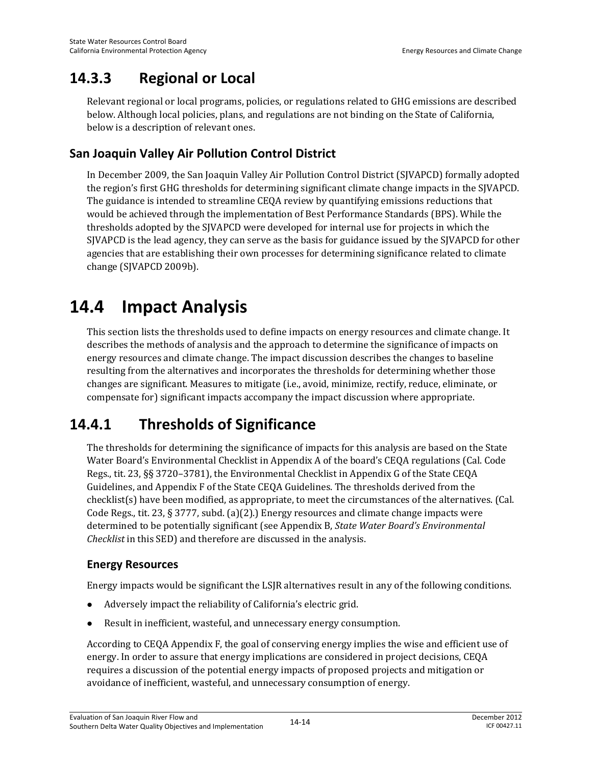## 14.3.3 Regional or Local

Relevant regional or local programs, policies, or regulations related to GHG emissions are described below. Although local policies, plans, and regulations are not binding on the State of California, below is a description of relevant ones.

### San Joaquin Valley Air Pollution Control District

In December 2009, the San Joaquin Valley Air Pollution Control District (SJVAPCD) formally adopted the region's first GHG thresholds for determining significant climate change impacts in the SJVAPCD. The guidance is intended to streamline CEQA review by quantifying emissions reductions that would be achieved through the implementation of Best Performance Standards (BPS). While the thresholds adopted by the SJVAPCD were developed for internal use for projects in which the SJVAPCD is the lead agency, they can serve as the basis for guidance issued by the SJVAPCD for other agencies that are establishing their own processes for determining significance related to climate change (SJVAPCD 2009b).

# 14.4 Impact Analysis

This section lists the thresholds used to define impacts on energy resources and climate change. It describes the methods of analysis and the approach to determine the significance of impacts on energy resources and climate change. The impact discussion describes the changes to baseline resulting from the alternatives and incorporates the thresholds for determining whether those changes are significant. Measures to mitigate (i.e., avoid, minimize, rectify, reduce, eliminate, or compensate for) significant impacts accompany the impact discussion where appropriate.

## 14.4.1 Thresholds of Significance

The thresholds for determining the significance of impacts for this analysis are based on the State Water Board's Environmental Checklist in Appendix A of the board's CEQA regulations (Cal. Code Regs., tit. 23, §§ 3720–3781), the Environmental Checklist in Appendix G of the State CEQA Guidelines, and Appendix F of the State CEQA Guidelines. The thresholds derived from the checklist(s) have been modified, as appropriate, to meet the circumstances of the alternatives. (Cal. Code Regs., tit. 23, § 3777, subd. (a)(2).) Energy resources and climate change impacts were determined to be potentially significant (see Appendix B, *State Water Board's Environmental Checklist* in this SED) and therefore are discussed in the analysis.

### Energy Resources

Energy impacts would be significant the LSJR alternatives result in any of the following conditions.

- Adversely impact the reliability of California's electric grid.
- Result in inefficient, wasteful, and unnecessary energy consumption.

According to CEQA Appendix F, the goal of conserving energy implies the wise and efficient use of energy. In order to assure that energy implications are considered in project decisions, CEQA requires a discussion of the potential energy impacts of proposed projects and mitigation or avoidance of inefficient, wasteful, and unnecessary consumption of energy.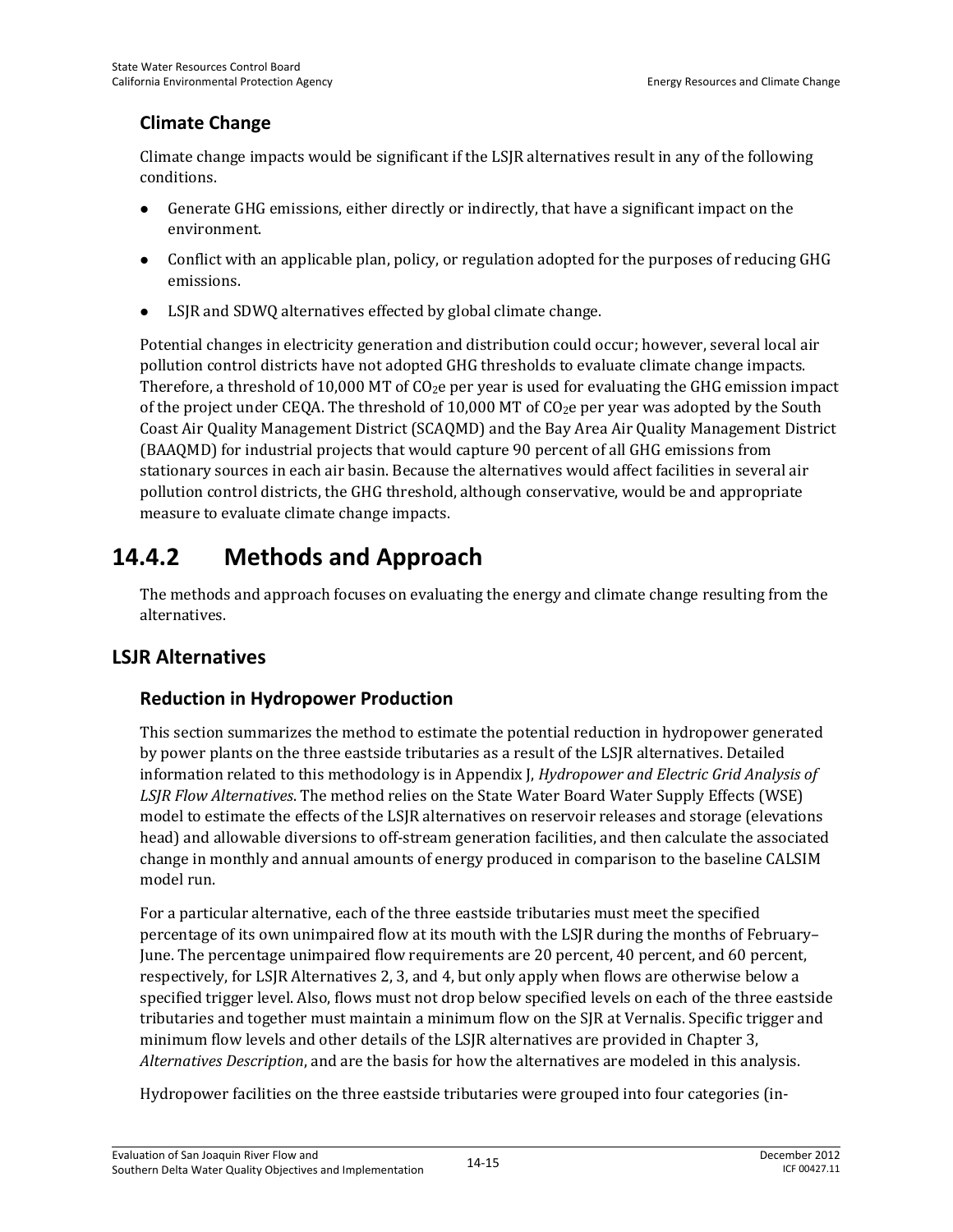### Climate Change

Climate change impacts would be significant if the LSJR alternatives result in any of the following conditions.

- Generate GHG emissions, either directly or indirectly, that have a significant impact on the environment.
- Conflict with an applicable plan, policy, or regulation adopted for the purposes of reducing GHG emissions.
- LSJR and SDWQ alternatives effected by global climate change.

Potential changes in electricity generation and distribution could occur; however, several local air pollution control districts have not adopted GHG thresholds to evaluate climate change impacts. Therefore, a threshold of 10,000 MT of $CO_2e$ per year is used for evaluating the GHG emission impact of the project under CEQA. The threshold of 10,000 MT of $CO_2e$ per year was adopted by the South Coast Air Quality Management District (SCAQMD) and the Bay Area Air Quality Management District (BAAQMD) for industrial projects that would capture 90 percent of all GHG emissions from stationary sources in each air basin. Because the alternatives would affect facilities in several air pollution control districts, the GHG threshold, although conservative, would be and appropriate measure to evaluate climate change impacts.

## 14.4.2 Methods and Approach

The methods and approach focuses on evaluating the energy and climate change resulting from the alternatives.

### LSJR Alternatives

#### Reduction in Hydropower Production

This section summarizes the method to estimate the potential reduction in hydropower generated by power plants on the three eastside tributaries as a result of the LSJR alternatives. Detailed information related to this methodology is in Appendix J, *Hydropower and Electric Grid Analysis of LSJR Flow Alternatives*. The method relies on the State Water Board Water Supply Effects (WSE) model to estimate the effects of the LSJR alternatives on reservoir releases and storage (elevations head) and allowable diversions to off-stream generation facilities, and then calculate the associated change in monthly and annual amounts of energy produced in comparison to the baseline CALSIM model run.

For a particular alternative, each of the three eastside tributaries must meet the specified percentage of its own unimpaired flow at its mouth with the LSJR during the months of February–June. The percentage unimpaired flow requirements are 20 percent, 40 percent, and 60 percent, respectively, for LSJR Alternatives 2, 3, and 4, but only apply when flows are otherwise below a specified trigger level. Also, flows must not drop below specified levels on each of the three eastside tributaries and together must maintain a minimum flow on the SJR at Vernalis. Specific trigger and minimum flow levels and other details of the LSJR alternatives are provided in Chapter 3, *Alternatives Description*, and are the basis for how the alternatives are modeled in this analysis.

Hydropower facilities on the three eastside tributaries were grouped into four categories (in-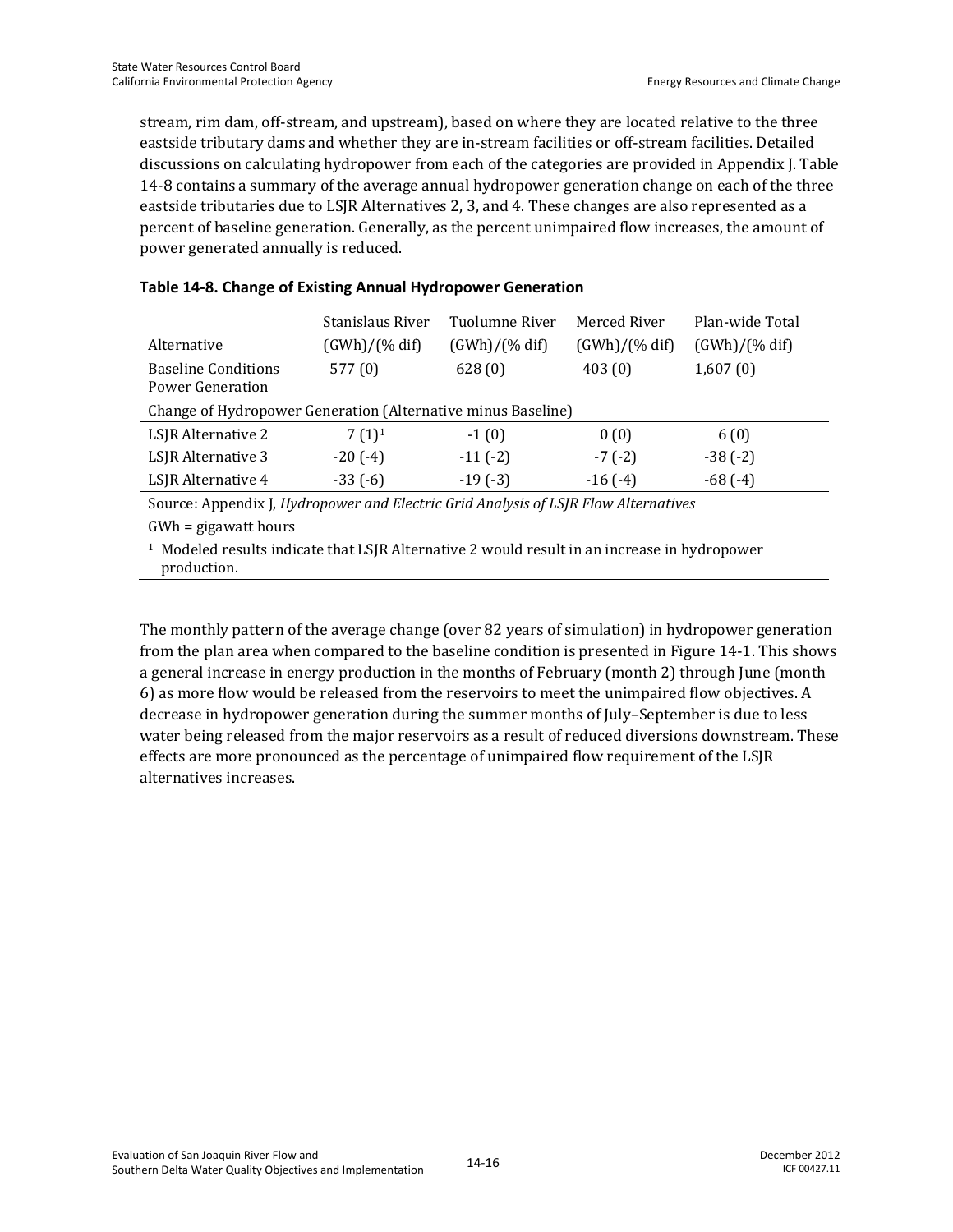stream, rim dam, off-stream, and upstream), based on where they are located relative to the three eastside tributary dams and whether they are in-stream facilities or off-stream facilities. Detailed discussions on calculating hydropower from each of the categories are provided in Appendix J. Table 14-8 contains a summary of the average annual hydropower generation change on each of the three eastside tributaries due to LSJR Alternatives 2, 3, and 4. These changes are also represented as a percent of baseline generation. Generally, as the percent unimpaired flow increases, the amount of power generated annually is reduced.

**Table 14-8. Change of Existing Annual Hydropower Generation**

| Alternative | Stanislaus River (GWh)/(% dif) | Tuolumne River (GWh)/(% dif) | Merced River (GWh)/(% dif) | Plan-wide Total (GWh)/(% dif) |
|---|---|---|---|---|
| Baseline Conditions Power Generation | 577 (0) | 628 (0) | 403 (0) | 1,607 (0) |
| Change of Hydropower Generation (Alternative minus Baseline) | | | | |
| LSJR Alternative 2 | 7 (1)[1] | -1 (0) | 0 (0) | 6 (0) |
| LSJR Alternative 3 | -20 (-4) | -11 (-2) | -7 (-2) | -38 (-2) |
| LSJR Alternative 4 | -33 (-6) | -19 (-3) | -16 (-4) | -68 (-4) |

Source: Appendix J, *Hydropower and Electric Grid Analysis of LSJR Flow Alternatives*

GWh = gigawatt hours

[1] Modeled results indicate that LSJR Alternative 2 would result in an increase in hydropower production.

The monthly pattern of the average change (over 82 years of simulation) in hydropower generation from the plan area when compared to the baseline condition is presented in Figure 14-1. This shows a general increase in energy production in the months of February (month 2) through June (month 6) as more flow would be released from the reservoirs to meet the unimpaired flow objectives. A decrease in hydropower generation during the summer months of July–September is due to less water being released from the major reservoirs as a result of reduced diversions downstream. These effects are more pronounced as the percentage of unimpaired flow requirement of the LSJR alternatives increases.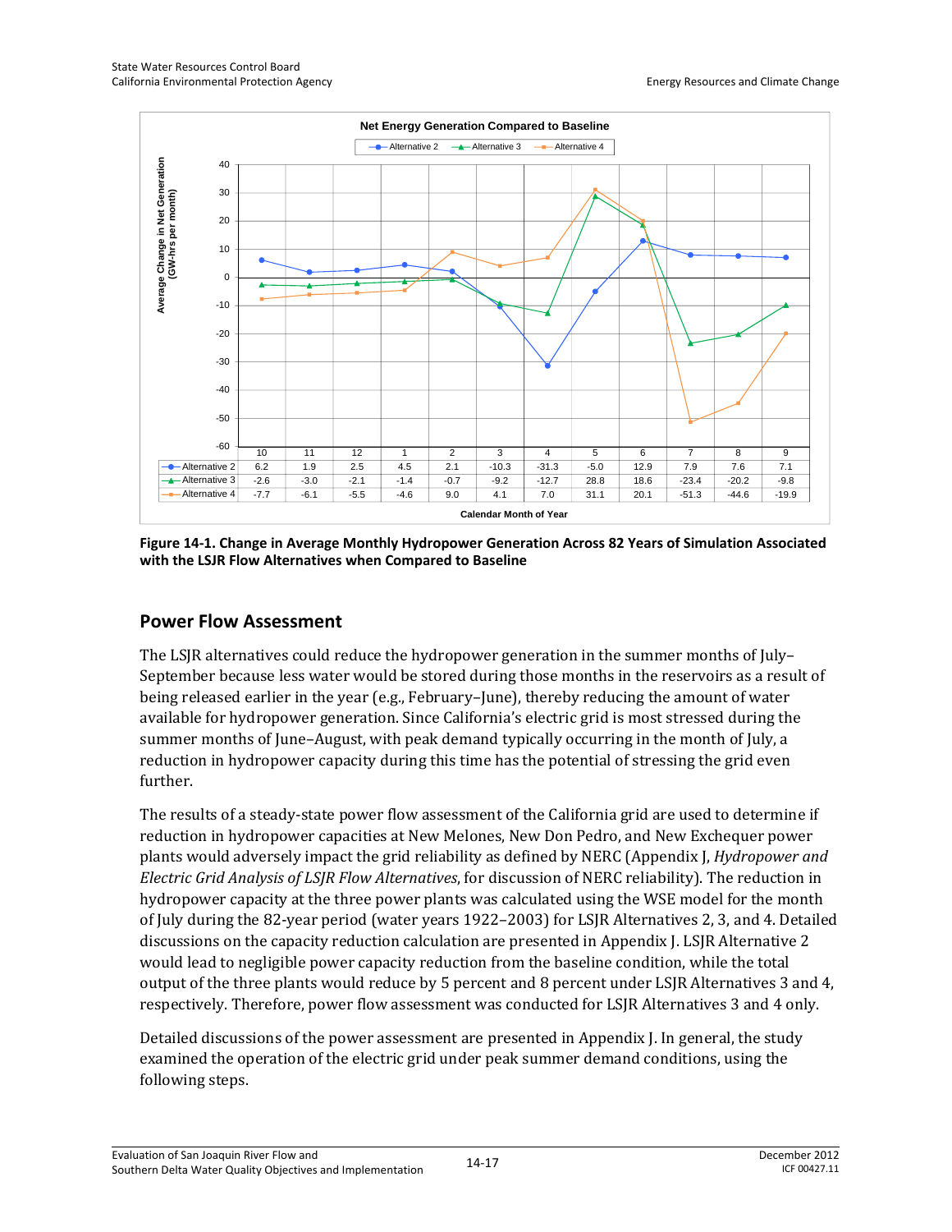**Net Energy Generation Compared to Baseline**

Average Change in Net Generation (GW-hrs per month)

| Calendar Month of Year | 10 | 11 | 12 | 1 | 2 | 3 | 4 | 5 | 6 | 7 | 8 | 9 |
|---|---|---|---|---|---|---|---|---|---|---|---|---|
| Alternative 2 | 6.2 | 1.9 | 2.5 | 4.5 | 2.1 | -10.3 | -31.3 | -5.0 | 12.9 | 7.9 | 7.6 | 7.1 |
| Alternative 3 | -2.6 | -3.0 | -2.1 | -1.4 | -0.7 | -9.2 | -12.7 | 28.8 | 18.6 | -23.4 | -20.2 | -9.8 |
| Alternative 4 | -7.7 | -6.1 | -5.5 | -4.6 | 9.0 | 4.1 | 7.0 | 31.1 | 20.1 | -51.3 | -44.6 | -19.9 |

**Figure 14-1. Change in Average Monthly Hydropower Generation Across 82 Years of Simulation Associated with the LSJR Flow Alternatives when Compared to Baseline**

## Power Flow Assessment

The LSJR alternatives could reduce the hydropower generation in the summer months of July–September because less water would be stored during those months in the reservoirs as a result of being released earlier in the year (e.g., February–June), thereby reducing the amount of water available for hydropower generation. Since California's electric grid is most stressed during the summer months of June–August, with peak demand typically occurring in the month of July, a reduction in hydropower capacity during this time has the potential of stressing the grid even further.

The results of a steady-state power flow assessment of the California grid are used to determine if reduction in hydropower capacities at New Melones, New Don Pedro, and New Exchequer power plants would adversely impact the grid reliability as defined by NERC (Appendix J, *Hydropower and Electric Grid Analysis of LSJR Flow Alternatives*, for discussion of NERC reliability). The reduction in hydropower capacity at the three power plants was calculated using the WSE model for the month of July during the 82-year period (water years 1922–2003) for LSJR Alternatives 2, 3, and 4. Detailed discussions on the capacity reduction calculation are presented in Appendix J. LSJR Alternative 2 would lead to negligible power capacity reduction from the baseline condition, while the total output of the three plants would reduce by 5 percent and 8 percent under LSJR Alternatives 3 and 4, respectively. Therefore, power flow assessment was conducted for LSJR Alternatives 3 and 4 only.

Detailed discussions of the power assessment are presented in Appendix J. In general, the study examined the operation of the electric grid under peak summer demand conditions, using the following steps.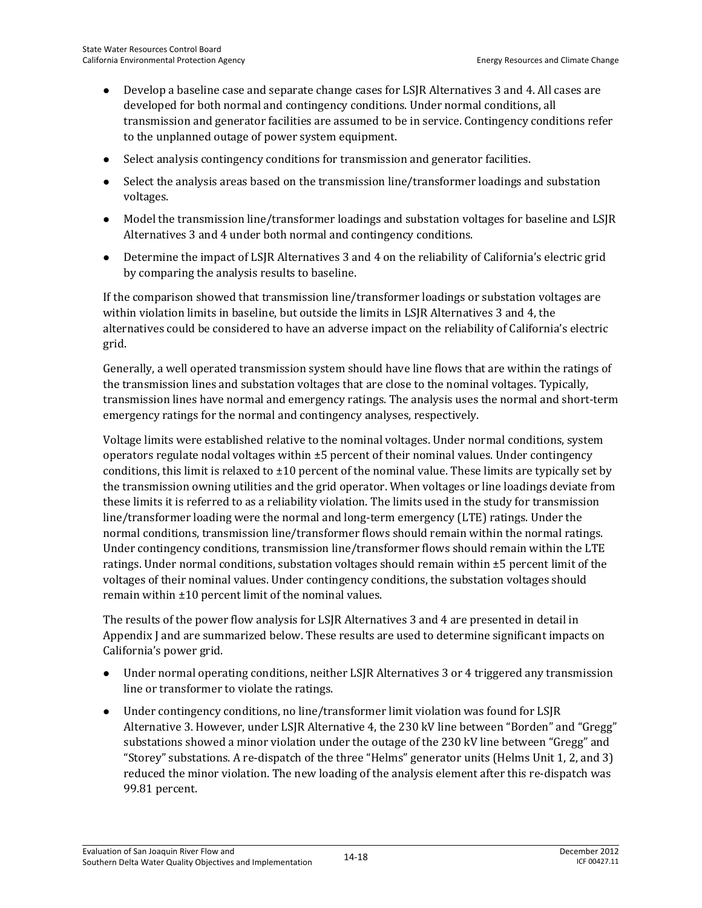- Develop a baseline case and separate change cases for LSJR Alternatives 3 and 4. All cases are developed for both normal and contingency conditions. Under normal conditions, all transmission and generator facilities are assumed to be in service. Contingency conditions refer to the unplanned outage of power system equipment.
- Select analysis contingency conditions for transmission and generator facilities.
- Select the analysis areas based on the transmission line/transformer loadings and substation voltages.
- Model the transmission line/transformer loadings and substation voltages for baseline and LSJR Alternatives 3 and 4 under both normal and contingency conditions.
- Determine the impact of LSJR Alternatives 3 and 4 on the reliability of California's electric grid by comparing the analysis results to baseline.

If the comparison showed that transmission line/transformer loadings or substation voltages are within violation limits in baseline, but outside the limits in LSJR Alternatives 3 and 4, the alternatives could be considered to have an adverse impact on the reliability of California's electric grid.

Generally, a well operated transmission system should have line flows that are within the ratings of the transmission lines and substation voltages that are close to the nominal voltages. Typically, transmission lines have normal and emergency ratings. The analysis uses the normal and short-term emergency ratings for the normal and contingency analyses, respectively.

Voltage limits were established relative to the nominal voltages. Under normal conditions, system operators regulate nodal voltages within ±5 percent of their nominal values. Under contingency conditions, this limit is relaxed to ±10 percent of the nominal value. These limits are typically set by the transmission owning utilities and the grid operator. When voltages or line loadings deviate from these limits it is referred to as a reliability violation. The limits used in the study for transmission line/transformer loading were the normal and long-term emergency (LTE) ratings. Under the normal conditions, transmission line/transformer flows should remain within the normal ratings. Under contingency conditions, transmission line/transformer flows should remain within the LTE ratings. Under normal conditions, substation voltages should remain within ±5 percent limit of the voltages of their nominal values. Under contingency conditions, the substation voltages should remain within ±10 percent limit of the nominal values.

The results of the power flow analysis for LSJR Alternatives 3 and 4 are presented in detail in Appendix J and are summarized below. These results are used to determine significant impacts on California's power grid.

- Under normal operating conditions, neither LSJR Alternatives 3 or 4 triggered any transmission line or transformer to violate the ratings.
- Under contingency conditions, no line/transformer limit violation was found for LSJR Alternative 3. However, under LSJR Alternative 4, the 230 kV line between "Borden" and "Gregg" substations showed a minor violation under the outage of the 230 kV line between "Gregg" and "Storey" substations. A re-dispatch of the three "Helms" generator units (Helms Unit 1, 2, and 3) reduced the minor violation. The new loading of the analysis element after this re-dispatch was 99.81 percent.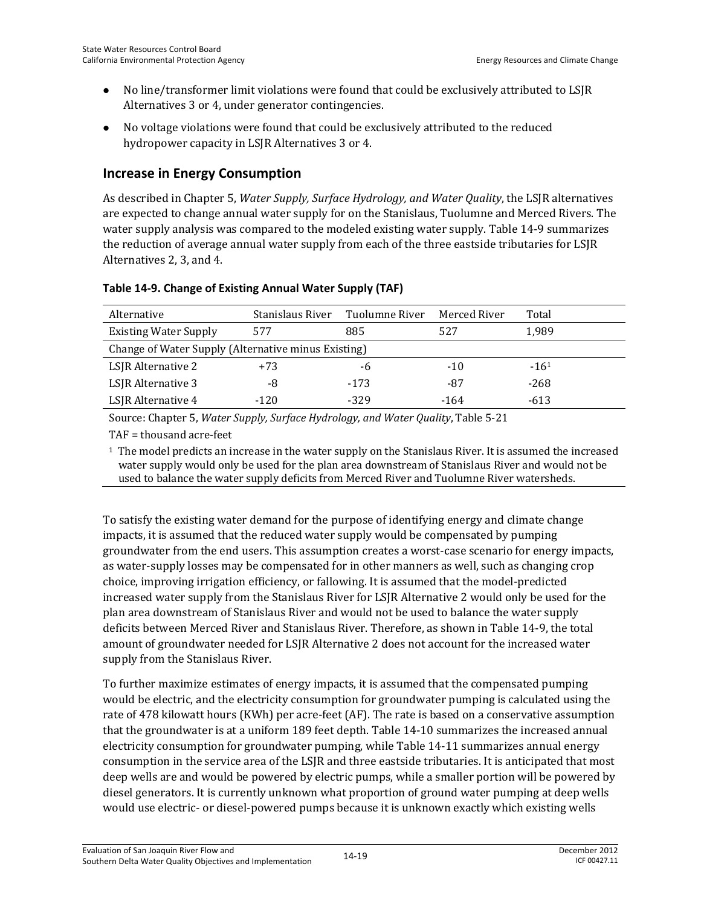- No line/transformer limit violations were found that could be exclusively attributed to LSJR Alternatives 3 or 4, under generator contingencies.
- No voltage violations were found that could be exclusively attributed to the reduced hydropower capacity in LSJR Alternatives 3 or 4.

## Increase in Energy Consumption

As described in Chapter 5, *Water Supply, Surface Hydrology, and Water Quality*, the LSJR alternatives are expected to change annual water supply for on the Stanislaus, Tuolumne and Merced Rivers. The water supply analysis was compared to the modeled existing water supply. Table 14-9 summarizes the reduction of average annual water supply from each of the three eastside tributaries for LSJR Alternatives 2, 3, and 4.

**Table 14-9. Change of Existing Annual Water Supply (TAF)**

| Alternative | Stanislaus River | Tuolumne River | Merced River | Total |
|---|---|---|---|---|
| Existing Water Supply | 577 | 885 | 527 | 1,989 |
| Change of Water Supply (Alternative minus Existing) | | | | |
| LSJR Alternative 2 | +73 | -6 | -10 | -16[1] |
| LSJR Alternative 3 | -8 | -173 | -87 | -268 |
| LSJR Alternative 4 | -120 | -329 | -164 | -613 |

Source: Chapter 5, *Water Supply, Surface Hydrology, and Water Quality*, Table 5-21

TAF = thousand acre-feet

[1] The model predicts an increase in the water supply on the Stanislaus River. It is assumed the increased water supply would only be used for the plan area downstream of Stanislaus River and would not be used to balance the water supply deficits from Merced River and Tuolumne River watersheds.

To satisfy the existing water demand for the purpose of identifying energy and climate change impacts, it is assumed that the reduced water supply would be compensated by pumping groundwater from the end users. This assumption creates a worst-case scenario for energy impacts, as water-supply losses may be compensated for in other manners as well, such as changing crop choice, improving irrigation efficiency, or fallowing. It is assumed that the model-predicted increased water supply from the Stanislaus River for LSJR Alternative 2 would only be used for the plan area downstream of Stanislaus River and would not be used to balance the water supply deficits between Merced River and Stanislaus River. Therefore, as shown in Table 14-9, the total amount of groundwater needed for LSJR Alternative 2 does not account for the increased water supply from the Stanislaus River.

To further maximize estimates of energy impacts, it is assumed that the compensated pumping would be electric, and the electricity consumption for groundwater pumping is calculated using the rate of 478 kilowatt hours (KWh) per acre-feet (AF). The rate is based on a conservative assumption that the groundwater is at a uniform 189 feet depth. Table 14-10 summarizes the increased annual electricity consumption for groundwater pumping, while Table 14-11 summarizes annual energy consumption in the service area of the LSJR and three eastside tributaries. It is anticipated that most deep wells are and would be powered by electric pumps, while a smaller portion will be powered by diesel generators. It is currently unknown what proportion of ground water pumping at deep wells would use electric- or diesel-powered pumps because it is unknown exactly which existing wells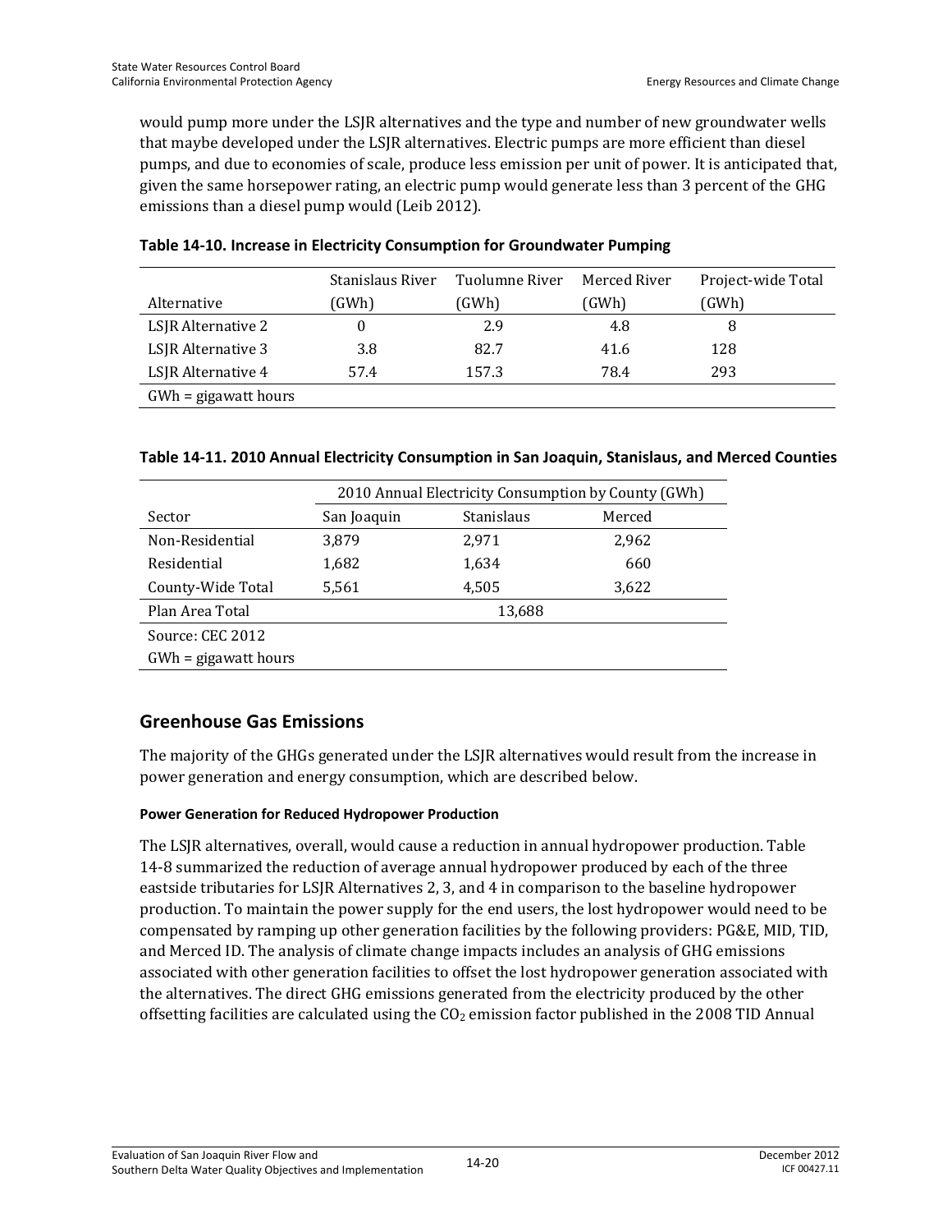would pump more under the LSJR alternatives and the type and number of new groundwater wells that maybe developed under the LSJR alternatives. Electric pumps are more efficient than diesel pumps, and due to economies of scale, produce less emission per unit of power. It is anticipated that, given the same horsepower rating, an electric pump would generate less than 3 percent of the GHG emissions than a diesel pump would (Leib 2012).

**Table 14-10. Increase in Electricity Consumption for Groundwater Pumping**

| Alternative | Stanislaus River (GWh) | Tuolumne River (GWh) | Merced River (GWh) | Project-wide Total (GWh) |
|---|---|---|---|---|
| LSJR Alternative 2 | 0 | 2.9 | 4.8 | 8 |
| LSJR Alternative 3 | 3.8 | 82.7 | 41.6 | 128 |
| LSJR Alternative 4 | 57.4 | 157.3 | 78.4 | 293 |
| GWh = gigawatt hours | | | | |

**Table 14-11. 2010 Annual Electricity Consumption in San Joaquin, Stanislaus, and Merced Counties**

| | 2010 Annual Electricity Consumption by County (GWh) | | |
|---|---|---|---|
| Sector | San Joaquin | Stanislaus | Merced |
| Non-Residential | 3,879 | 2,971 | 2,962 |
| Residential | 1,682 | 1,634 | 660 |
| County-Wide Total | 5,561 | 4,505 | 3,622 |
| Plan Area Total | | 13,688 | |
| Source: CEC 2012 | | | |
| GWh = gigawatt hours | | | |

## Greenhouse Gas Emissions

The majority of the GHGs generated under the LSJR alternatives would result from the increase in power generation and energy consumption, which are described below.

#### Power Generation for Reduced Hydropower Production

The LSJR alternatives, overall, would cause a reduction in annual hydropower production. Table 14-8 summarized the reduction of average annual hydropower produced by each of the three eastside tributaries for LSJR Alternatives 2, 3, and 4 in comparison to the baseline hydropower production. To maintain the power supply for the end users, the lost hydropower would need to be compensated by ramping up other generation facilities by the following providers: PG&E, MID, TID, and Merced ID. The analysis of climate change impacts includes an analysis of GHG emissions associated with other generation facilities to offset the lost hydropower generation associated with the alternatives. The direct GHG emissions generated from the electricity produced by the other offsetting facilities are calculated using the $CO_2$ emission factor published in the 2008 TID Annual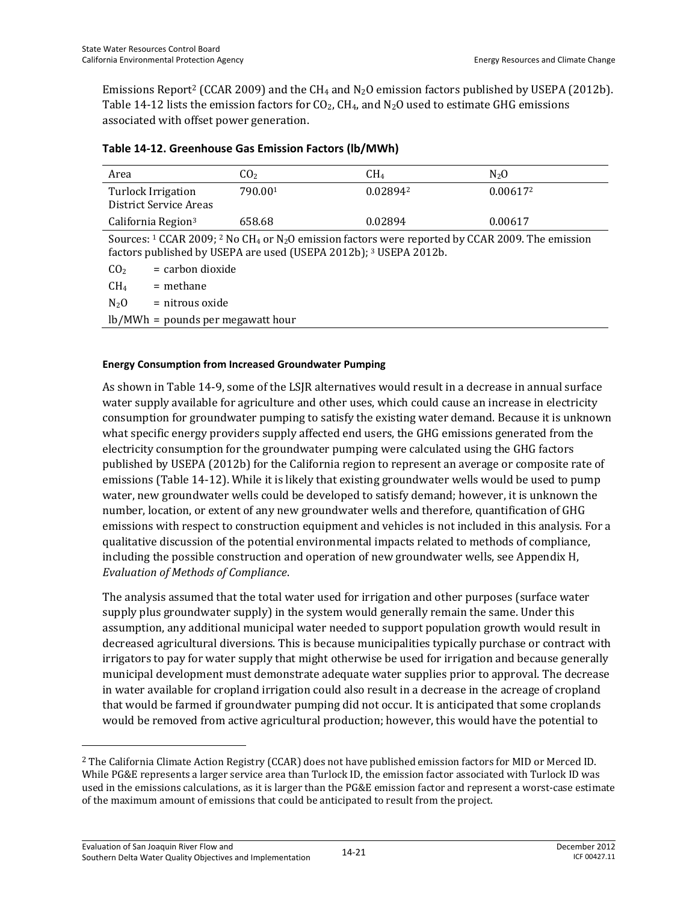Emissions Report[2] (CCAR 2009) and the $CH_4$ and $N_2O$ emission factors published by USEPA (2012b). Table 14-12 lists the emission factors for $CO_2$, $CH_4$, and $N_2O$ used to estimate GHG emissions associated with offset power generation.

**Table 14-12. Greenhouse Gas Emission Factors (lb/MWh)**

| Area | $CO_2$ | $CH_4$ | $N_2O$ |
|---|---|---|---|
| Turlock Irrigation District Service Areas | 790.00[1] | 0.02894[2] | 0.00617[2] |
| California Region[3] | 658.68 | 0.02894 | 0.00617 |

Sources: [1] CCAR 2009; [2] No $CH_4$ or $N_2O$ emission factors were reported by CCAR 2009. The emission factors published by USEPA are used (USEPA 2012b); [3] USEPA 2012b.

$CO_2$ = carbon dioxide

$CH_4$ = methane

$N_2O$ = nitrous oxide

lb/MWh = pounds per megawatt hour

#### Energy Consumption from Increased Groundwater Pumping

As shown in Table 14-9, some of the LSJR alternatives would result in a decrease in annual surface water supply available for agriculture and other uses, which could cause an increase in electricity consumption for groundwater pumping to satisfy the existing water demand. Because it is unknown what specific energy providers supply affected end users, the GHG emissions generated from the electricity consumption for the groundwater pumping were calculated using the GHG factors published by USEPA (2012b) for the California region to represent an average or composite rate of emissions (Table 14-12). While it is likely that existing groundwater wells would be used to pump water, new groundwater wells could be developed to satisfy demand; however, it is unknown the number, location, or extent of any new groundwater wells and therefore, quantification of GHG emissions with respect to construction equipment and vehicles is not included in this analysis. For a qualitative discussion of the potential environmental impacts related to methods of compliance, including the possible construction and operation of new groundwater wells, see Appendix H, *Evaluation of Methods of Compliance*.

The analysis assumed that the total water used for irrigation and other purposes (surface water supply plus groundwater supply) in the system would generally remain the same. Under this assumption, any additional municipal water needed to support population growth would result in decreased agricultural diversions. This is because municipalities typically purchase or contract with irrigators to pay for water supply that might otherwise be used for irrigation and because generally municipal development must demonstrate adequate water supplies prior to approval. The decrease in water available for cropland irrigation could also result in a decrease in the acreage of cropland that would be farmed if groundwater pumping did not occur. It is anticipated that some croplands would be removed from active agricultural production; however, this would have the potential to

[2] The California Climate Action Registry (CCAR) does not have published emission factors for MID or Merced ID. While PG&E represents a larger service area than Turlock ID, the emission factor associated with Turlock ID was used in the emissions calculations, as it is larger than the PG&E emission factor and represent a worst-case estimate of the maximum amount of emissions that could be anticipated to result from the project.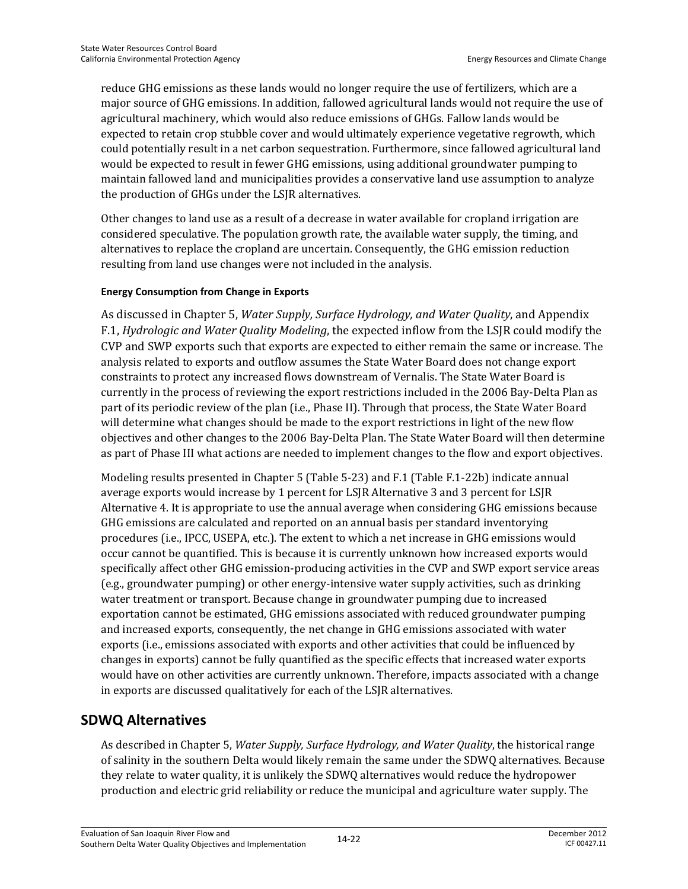reduce GHG emissions as these lands would no longer require the use of fertilizers, which are a major source of GHG emissions. In addition, fallowed agricultural lands would not require the use of agricultural machinery, which would also reduce emissions of GHGs. Fallow lands would be expected to retain crop stubble cover and would ultimately experience vegetative regrowth, which could potentially result in a net carbon sequestration. Furthermore, since fallowed agricultural land would be expected to result in fewer GHG emissions, using additional groundwater pumping to maintain fallowed land and municipalities provides a conservative land use assumption to analyze the production of GHGs under the LSJR alternatives.

Other changes to land use as a result of a decrease in water available for cropland irrigation are considered speculative. The population growth rate, the available water supply, the timing, and alternatives to replace the cropland are uncertain. Consequently, the GHG emission reduction resulting from land use changes were not included in the analysis.

#### Energy Consumption from Change in Exports

As discussed in Chapter 5, *Water Supply, Surface Hydrology, and Water Quality*, and Appendix F.1, *Hydrologic and Water Quality Modeling*, the expected inflow from the LSJR could modify the CVP and SWP exports such that exports are expected to either remain the same or increase. The analysis related to exports and outflow assumes the State Water Board does not change export constraints to protect any increased flows downstream of Vernalis. The State Water Board is currently in the process of reviewing the export restrictions included in the 2006 Bay-Delta Plan as part of its periodic review of the plan (i.e., Phase II). Through that process, the State Water Board will determine what changes should be made to the export restrictions in light of the new flow objectives and other changes to the 2006 Bay-Delta Plan. The State Water Board will then determine as part of Phase III what actions are needed to implement changes to the flow and export objectives.

Modeling results presented in Chapter 5 (Table 5-23) and F.1 (Table F.1-22b) indicate annual average exports would increase by 1 percent for LSJR Alternative 3 and 3 percent for LSJR Alternative 4. It is appropriate to use the annual average when considering GHG emissions because GHG emissions are calculated and reported on an annual basis per standard inventorying procedures (i.e., IPCC, USEPA, etc.). The extent to which a net increase in GHG emissions would occur cannot be quantified. This is because it is currently unknown how increased exports would specifically affect other GHG emission-producing activities in the CVP and SWP export service areas (e.g., groundwater pumping) or other energy-intensive water supply activities, such as drinking water treatment or transport. Because change in groundwater pumping due to increased exportation cannot be estimated, GHG emissions associated with reduced groundwater pumping and increased exports, consequently, the net change in GHG emissions associated with water exports (i.e., emissions associated with exports and other activities that could be influenced by changes in exports) cannot be fully quantified as the specific effects that increased water exports would have on other activities are currently unknown. Therefore, impacts associated with a change in exports are discussed qualitatively for each of the LSJR alternatives.

## SDWQ Alternatives

As described in Chapter 5, *Water Supply, Surface Hydrology, and Water Quality*, the historical range of salinity in the southern Delta would likely remain the same under the SDWQ alternatives. Because they relate to water quality, it is unlikely the SDWQ alternatives would reduce the hydropower production and electric grid reliability or reduce the municipal and agriculture water supply. The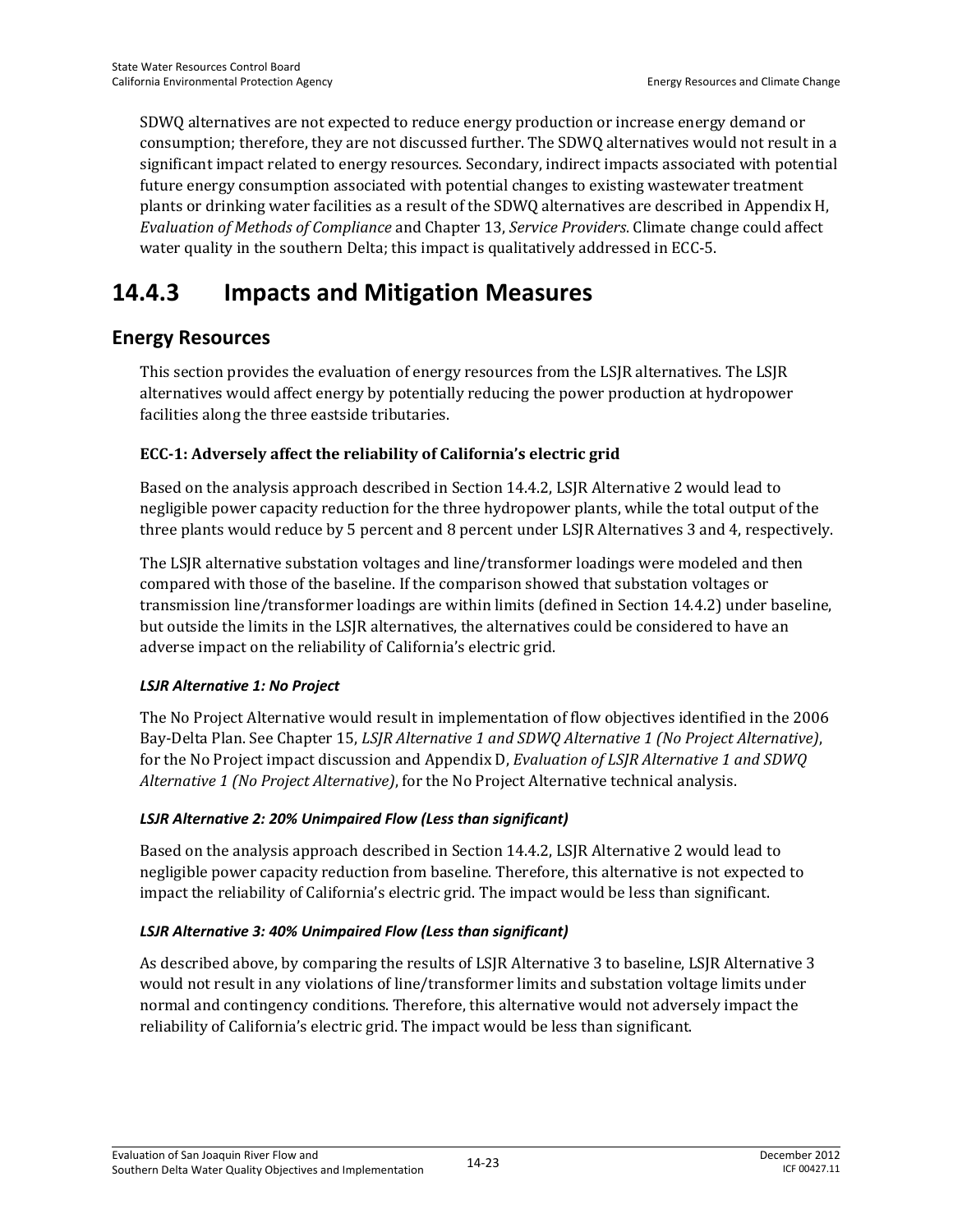SDWQ alternatives are not expected to reduce energy production or increase energy demand or consumption; therefore, they are not discussed further. The SDWQ alternatives would not result in a significant impact related to energy resources. Secondary, indirect impacts associated with potential future energy consumption associated with potential changes to existing wastewater treatment plants or drinking water facilities as a result of the SDWQ alternatives are described in Appendix H, *Evaluation of Methods of Compliance* and Chapter 13, *Service Providers*. Climate change could affect water quality in the southern Delta; this impact is qualitatively addressed in ECC-5.

# 14.4.3 Impacts and Mitigation Measures

## Energy Resources

This section provides the evaluation of energy resources from the LSJR alternatives. The LSJR alternatives would affect energy by potentially reducing the power production at hydropower facilities along the three eastside tributaries.

### ECC-1: Adversely affect the reliability of California's electric grid

Based on the analysis approach described in Section 14.4.2, LSJR Alternative 2 would lead to negligible power capacity reduction for the three hydropower plants, while the total output of the three plants would reduce by 5 percent and 8 percent under LSJR Alternatives 3 and 4, respectively.

The LSJR alternative substation voltages and line/transformer loadings were modeled and then compared with those of the baseline. If the comparison showed that substation voltages or transmission line/transformer loadings are within limits (defined in Section 14.4.2) under baseline, but outside the limits in the LSJR alternatives, the alternatives could be considered to have an adverse impact on the reliability of California's electric grid.

#### *LSJR Alternative 1: No Project*

The No Project Alternative would result in implementation of flow objectives identified in the 2006 Bay-Delta Plan. See Chapter 15, *LSJR Alternative 1 and SDWQ Alternative 1 (No Project Alternative)*, for the No Project impact discussion and Appendix D, *Evaluation of LSJR Alternative 1 and SDWQ Alternative 1 (No Project Alternative)*, for the No Project Alternative technical analysis.

#### *LSJR Alternative 2: 20% Unimpaired Flow (Less than significant)*

Based on the analysis approach described in Section 14.4.2, LSJR Alternative 2 would lead to negligible power capacity reduction from baseline. Therefore, this alternative is not expected to impact the reliability of California's electric grid. The impact would be less than significant.

#### *LSJR Alternative 3: 40% Unimpaired Flow (Less than significant)*

As described above, by comparing the results of LSJR Alternative 3 to baseline, LSJR Alternative 3 would not result in any violations of line/transformer limits and substation voltage limits under normal and contingency conditions. Therefore, this alternative would not adversely impact the reliability of California's electric grid. The impact would be less than significant.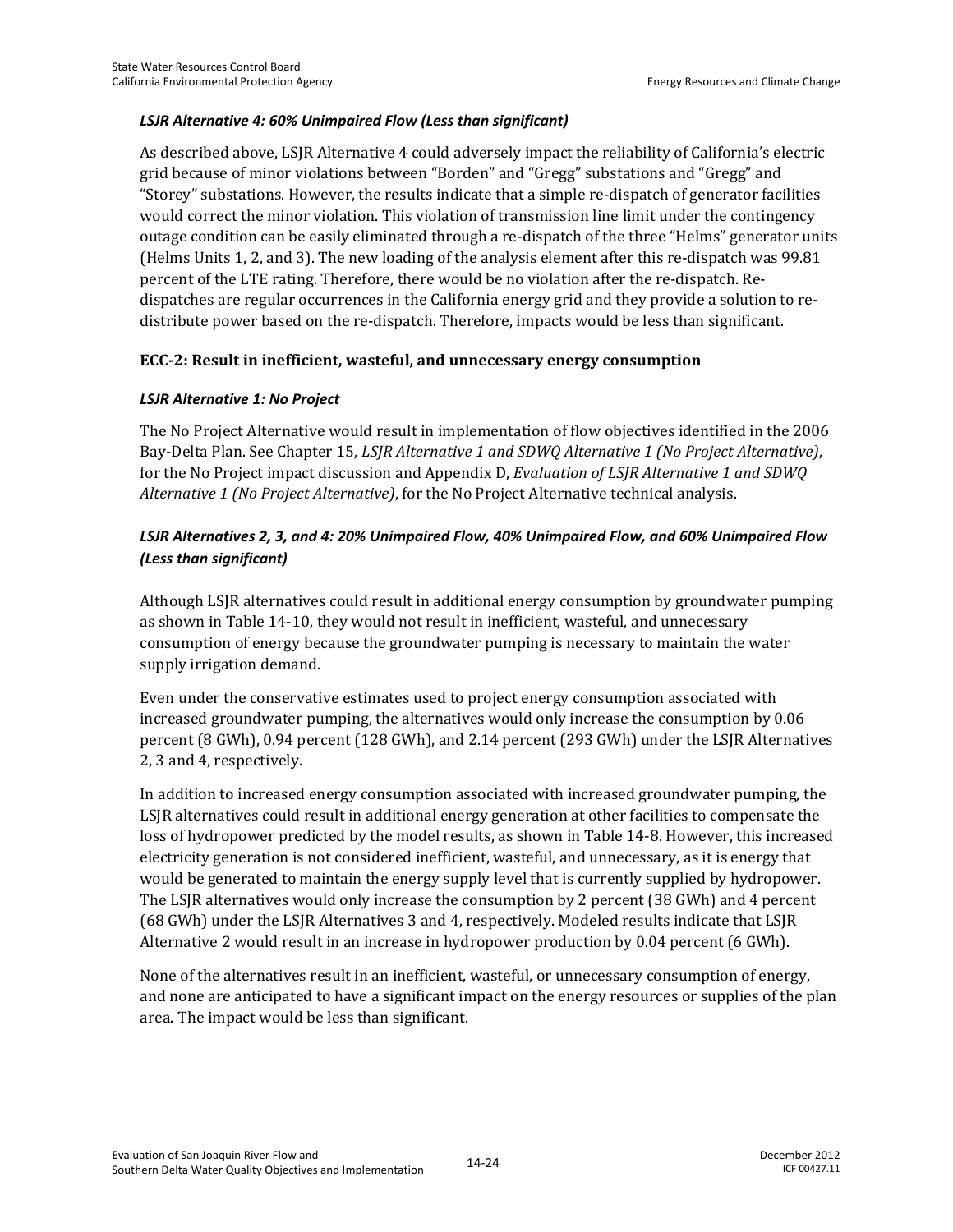*LSJR Alternative 4: 60% Unimpaired Flow (Less than significant)*

As described above, LSJR Alternative 4 could adversely impact the reliability of California's electric grid because of minor violations between "Borden" and "Gregg" substations and "Gregg" and "Storey" substations. However, the results indicate that a simple re-dispatch of generator facilities would correct the minor violation. This violation of transmission line limit under the contingency outage condition can be easily eliminated through a re-dispatch of the three "Helms" generator units (Helms Units 1, 2, and 3). The new loading of the analysis element after this re-dispatch was 99.81 percent of the LTE rating. Therefore, there would be no violation after the re-dispatch. Re-dispatches are regular occurrences in the California energy grid and they provide a solution to re-distribute power based on the re-dispatch. Therefore, impacts would be less than significant.

### ECC-2: Result in inefficient, wasteful, and unnecessary energy consumption

*LSJR Alternative 1: No Project*

The No Project Alternative would result in implementation of flow objectives identified in the 2006 Bay-Delta Plan. See Chapter 15, *LSJR Alternative 1 and SDWQ Alternative 1 (No Project Alternative)*, for the No Project impact discussion and Appendix D, *Evaluation of LSJR Alternative 1 and SDWQ Alternative 1 (No Project Alternative)*, for the No Project Alternative technical analysis.

*LSJR Alternatives 2, 3, and 4: 20% Unimpaired Flow, 40% Unimpaired Flow, and 60% Unimpaired Flow (Less than significant)*

Although LSJR alternatives could result in additional energy consumption by groundwater pumping as shown in Table 14-10, they would not result in inefficient, wasteful, and unnecessary consumption of energy because the groundwater pumping is necessary to maintain the water supply irrigation demand.

Even under the conservative estimates used to project energy consumption associated with increased groundwater pumping, the alternatives would only increase the consumption by 0.06 percent (8 GWh), 0.94 percent (128 GWh), and 2.14 percent (293 GWh) under the LSJR Alternatives 2, 3 and 4, respectively.

In addition to increased energy consumption associated with increased groundwater pumping, the LSJR alternatives could result in additional energy generation at other facilities to compensate the loss of hydropower predicted by the model results, as shown in Table 14-8. However, this increased electricity generation is not considered inefficient, wasteful, and unnecessary, as it is energy that would be generated to maintain the energy supply level that is currently supplied by hydropower. The LSJR alternatives would only increase the consumption by 2 percent (38 GWh) and 4 percent (68 GWh) under the LSJR Alternatives 3 and 4, respectively. Modeled results indicate that LSJR Alternative 2 would result in an increase in hydropower production by 0.04 percent (6 GWh).

None of the alternatives result in an inefficient, wasteful, or unnecessary consumption of energy, and none are anticipated to have a significant impact on the energy resources or supplies of the plan area. The impact would be less than significant.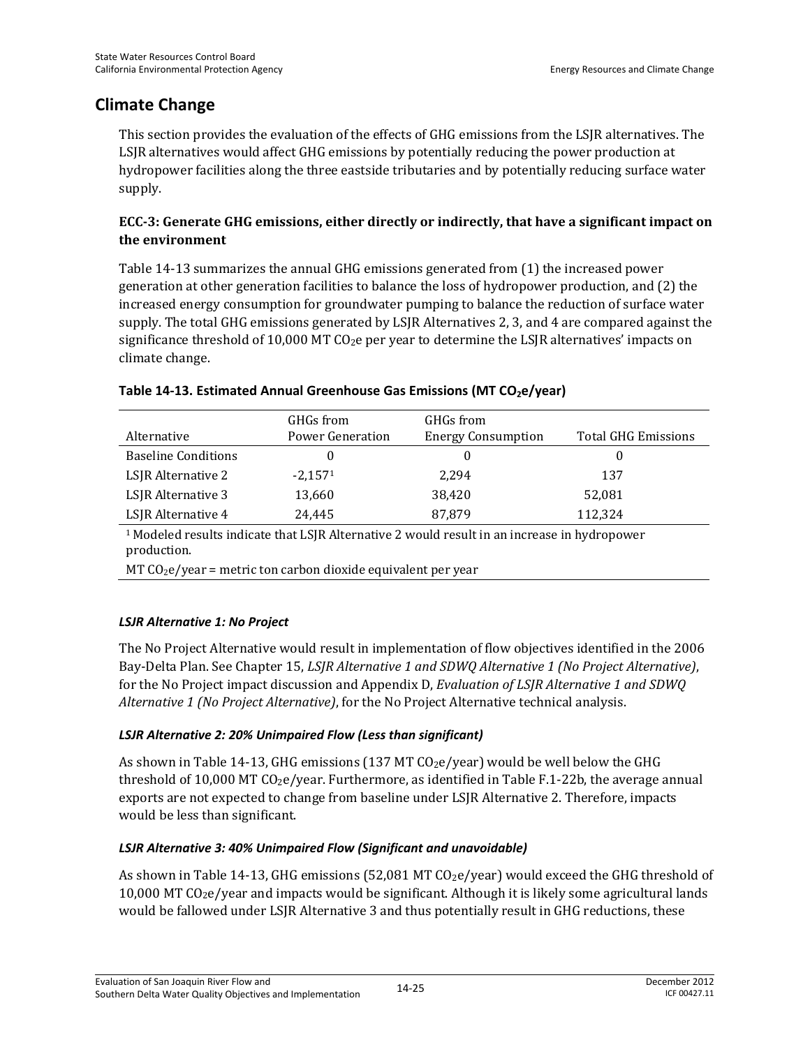## Climate Change

This section provides the evaluation of the effects of GHG emissions from the LSJR alternatives. The LSJR alternatives would affect GHG emissions by potentially reducing the power production at hydropower facilities along the three eastside tributaries and by potentially reducing surface water supply.

### ECC-3: Generate GHG emissions, either directly or indirectly, that have a significant impact on the environment

Table 14-13 summarizes the annual GHG emissions generated from (1) the increased power generation at other generation facilities to balance the loss of hydropower production, and (2) the increased energy consumption for groundwater pumping to balance the reduction of surface water supply. The total GHG emissions generated by LSJR Alternatives 2, 3, and 4 are compared against the significance threshold of 10,000 MT $CO_2$e per year to determine the LSJR alternatives' impacts on climate change.

**Table 14-13. Estimated Annual Greenhouse Gas Emissions (MT $CO_2$e/year)**

| Alternative | GHGs from Power Generation | GHGs from Energy Consumption | Total GHG Emissions |
|---|---|---|---|
| Baseline Conditions | 0 | 0 | 0 |
| LSJR Alternative 2 | -2,157[1] | 2,294 | 137 |
| LSJR Alternative 3 | 13,660 | 38,420 | 52,081 |
| LSJR Alternative 4 | 24,445 | 87,879 | 112,324 |

[1] Modeled results indicate that LSJR Alternative 2 would result in an increase in hydropower production.

MT $CO_2$e/year = metric ton carbon dioxide equivalent per year

#### *LSJR Alternative 1: No Project*

The No Project Alternative would result in implementation of flow objectives identified in the 2006 Bay-Delta Plan. See Chapter 15, *LSJR Alternative 1 and SDWQ Alternative 1 (No Project Alternative)*, for the No Project impact discussion and Appendix D, *Evaluation of LSJR Alternative 1 and SDWQ Alternative 1 (No Project Alternative)*, for the No Project Alternative technical analysis.

#### *LSJR Alternative 2: 20% Unimpaired Flow (Less than significant)*

As shown in Table 14-13, GHG emissions (137 MT $CO_2$e/year) would be well below the GHG threshold of 10,000 MT $CO_2$e/year. Furthermore, as identified in Table F.1-22b, the average annual exports are not expected to change from baseline under LSJR Alternative 2. Therefore, impacts would be less than significant.

#### *LSJR Alternative 3: 40% Unimpaired Flow (Significant and unavoidable)*

As shown in Table 14-13, GHG emissions (52,081 MT $CO_2$e/year) would exceed the GHG threshold of 10,000 MT $CO_2$e/year and impacts would be significant. Although it is likely some agricultural lands would be fallowed under LSJR Alternative 3 and thus potentially result in GHG reductions, these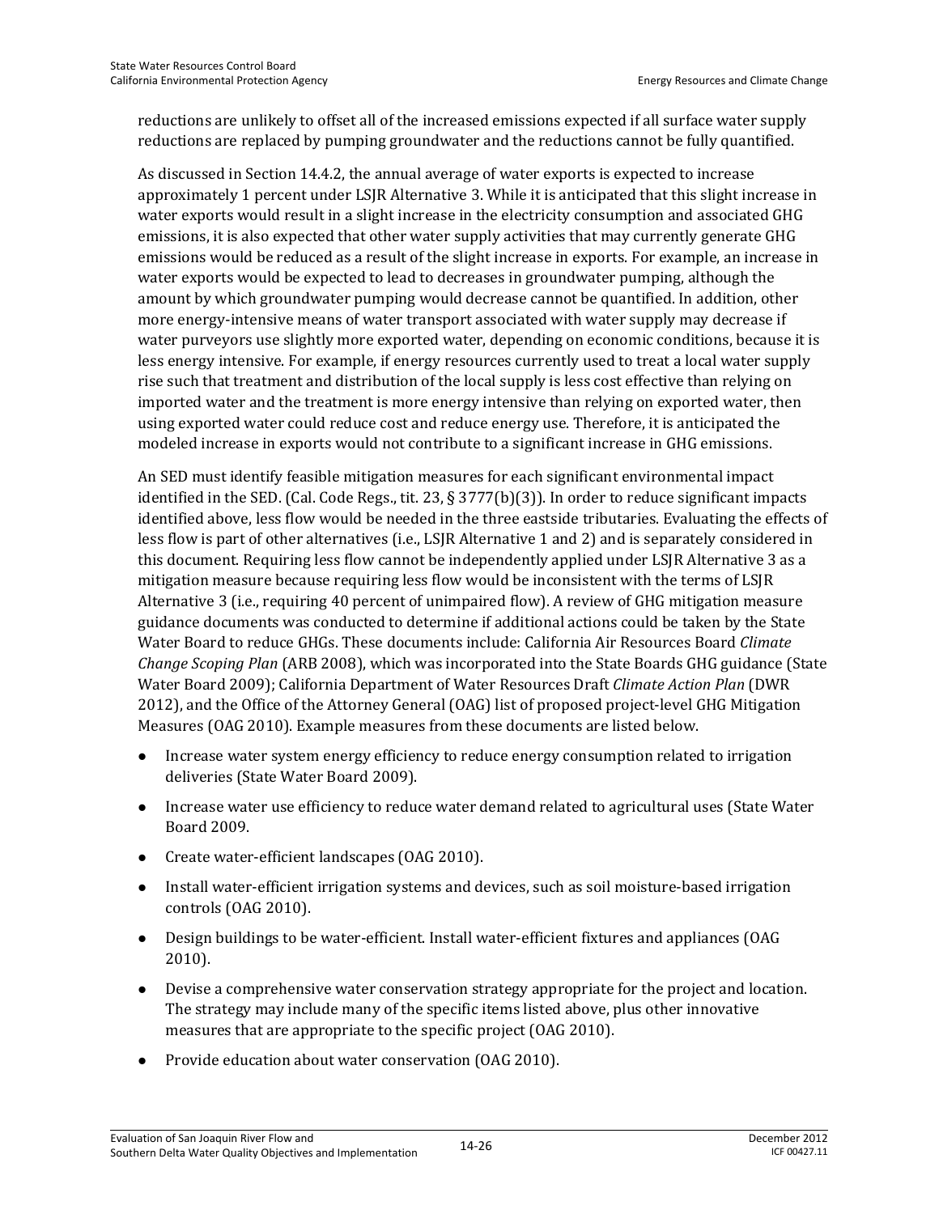reductions are unlikely to offset all of the increased emissions expected if all surface water supply reductions are replaced by pumping groundwater and the reductions cannot be fully quantified.

As discussed in Section 14.4.2, the annual average of water exports is expected to increase approximately 1 percent under LSJR Alternative 3. While it is anticipated that this slight increase in water exports would result in a slight increase in the electricity consumption and associated GHG emissions, it is also expected that other water supply activities that may currently generate GHG emissions would be reduced as a result of the slight increase in exports. For example, an increase in water exports would be expected to lead to decreases in groundwater pumping, although the amount by which groundwater pumping would decrease cannot be quantified. In addition, other more energy-intensive means of water transport associated with water supply may decrease if water purveyors use slightly more exported water, depending on economic conditions, because it is less energy intensive. For example, if energy resources currently used to treat a local water supply rise such that treatment and distribution of the local supply is less cost effective than relying on imported water and the treatment is more energy intensive than relying on exported water, then using exported water could reduce cost and reduce energy use. Therefore, it is anticipated the modeled increase in exports would not contribute to a significant increase in GHG emissions.

An SED must identify feasible mitigation measures for each significant environmental impact identified in the SED. (Cal. Code Regs., tit. 23, § 3777(b)(3)). In order to reduce significant impacts identified above, less flow would be needed in the three eastside tributaries. Evaluating the effects of less flow is part of other alternatives (i.e., LSJR Alternative 1 and 2) and is separately considered in this document. Requiring less flow cannot be independently applied under LSJR Alternative 3 as a mitigation measure because requiring less flow would be inconsistent with the terms of LSJR Alternative 3 (i.e., requiring 40 percent of unimpaired flow). A review of GHG mitigation measure guidance documents was conducted to determine if additional actions could be taken by the State Water Board to reduce GHGs. These documents include: California Air Resources Board *Climate Change Scoping Plan* (ARB 2008), which was incorporated into the State Boards GHG guidance (State Water Board 2009); California Department of Water Resources Draft *Climate Action Plan* (DWR 2012), and the Office of the Attorney General (OAG) list of proposed project-level GHG Mitigation Measures (OAG 2010). Example measures from these documents are listed below.

- Increase water system energy efficiency to reduce energy consumption related to irrigation deliveries (State Water Board 2009).
- Increase water use efficiency to reduce water demand related to agricultural uses (State Water Board 2009.
- Create water-efficient landscapes (OAG 2010).
- Install water-efficient irrigation systems and devices, such as soil moisture-based irrigation controls (OAG 2010).
- Design buildings to be water-efficient. Install water-efficient fixtures and appliances (OAG 2010).
- Devise a comprehensive water conservation strategy appropriate for the project and location. The strategy may include many of the specific items listed above, plus other innovative measures that are appropriate to the specific project (OAG 2010).
- Provide education about water conservation (OAG 2010).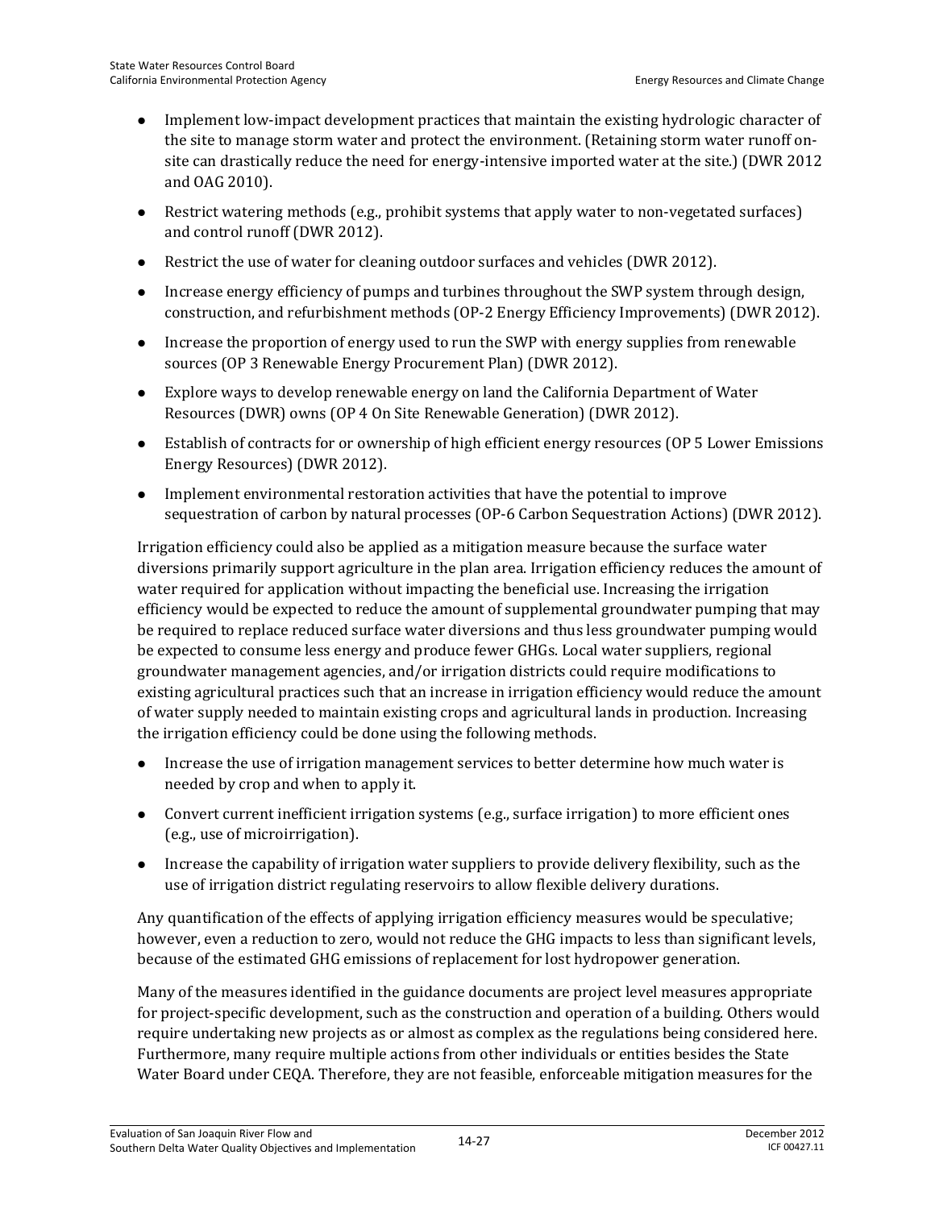- Implement low-impact development practices that maintain the existing hydrologic character of the site to manage storm water and protect the environment. (Retaining storm water runoff on-site can drastically reduce the need for energy-intensive imported water at the site.) (DWR 2012 and OAG 2010).
- Restrict watering methods (e.g., prohibit systems that apply water to non-vegetated surfaces) and control runoff (DWR 2012).
- Restrict the use of water for cleaning outdoor surfaces and vehicles (DWR 2012).
- Increase energy efficiency of pumps and turbines throughout the SWP system through design, construction, and refurbishment methods (OP-2 Energy Efficiency Improvements) (DWR 2012).
- Increase the proportion of energy used to run the SWP with energy supplies from renewable sources (OP 3 Renewable Energy Procurement Plan) (DWR 2012).
- Explore ways to develop renewable energy on land the California Department of Water Resources (DWR) owns (OP 4 On Site Renewable Generation) (DWR 2012).
- Establish of contracts for or ownership of high efficient energy resources (OP 5 Lower Emissions Energy Resources) (DWR 2012).
- Implement environmental restoration activities that have the potential to improve sequestration of carbon by natural processes (OP-6 Carbon Sequestration Actions) (DWR 2012).

Irrigation efficiency could also be applied as a mitigation measure because the surface water diversions primarily support agriculture in the plan area. Irrigation efficiency reduces the amount of water required for application without impacting the beneficial use. Increasing the irrigation efficiency would be expected to reduce the amount of supplemental groundwater pumping that may be required to replace reduced surface water diversions and thus less groundwater pumping would be expected to consume less energy and produce fewer GHGs. Local water suppliers, regional groundwater management agencies, and/or irrigation districts could require modifications to existing agricultural practices such that an increase in irrigation efficiency would reduce the amount of water supply needed to maintain existing crops and agricultural lands in production. Increasing the irrigation efficiency could be done using the following methods.

- Increase the use of irrigation management services to better determine how much water is needed by crop and when to apply it.
- Convert current inefficient irrigation systems (e.g., surface irrigation) to more efficient ones (e.g., use of microirrigation).
- Increase the capability of irrigation water suppliers to provide delivery flexibility, such as the use of irrigation district regulating reservoirs to allow flexible delivery durations.

Any quantification of the effects of applying irrigation efficiency measures would be speculative; however, even a reduction to zero, would not reduce the GHG impacts to less than significant levels, because of the estimated GHG emissions of replacement for lost hydropower generation.

Many of the measures identified in the guidance documents are project level measures appropriate for project-specific development, such as the construction and operation of a building. Others would require undertaking new projects as or almost as complex as the regulations being considered here. Furthermore, many require multiple actions from other individuals or entities besides the State Water Board under CEQA. Therefore, they are not feasible, enforceable mitigation measures for the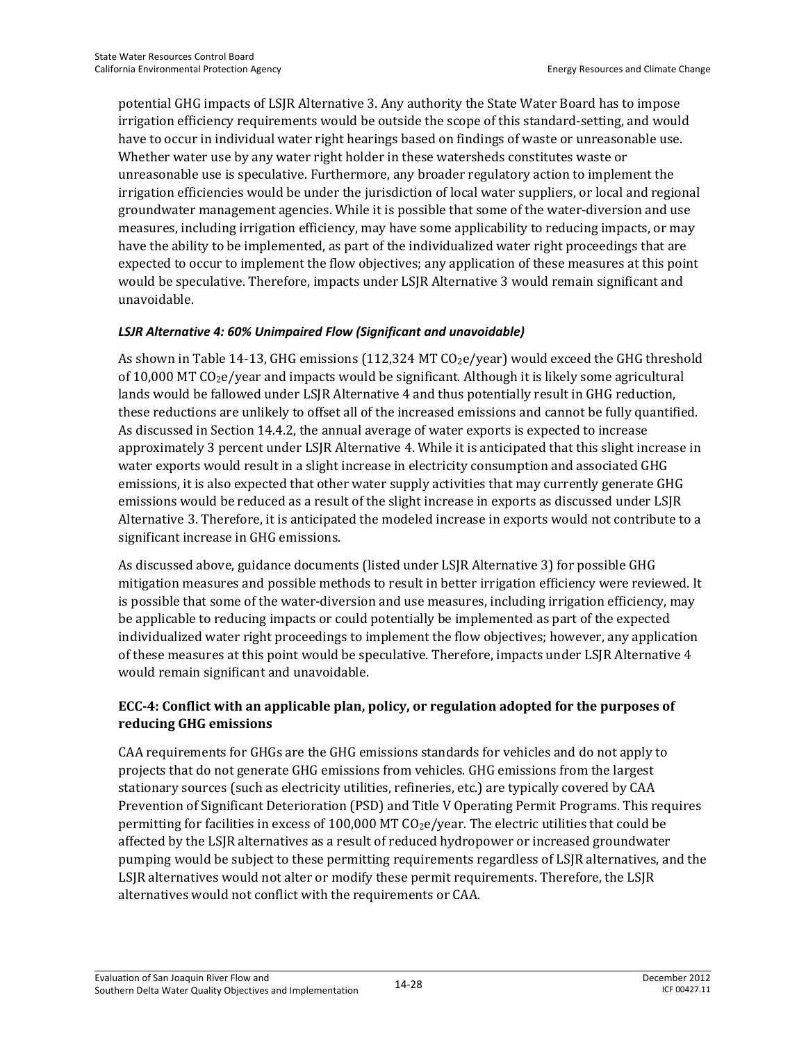potential GHG impacts of LSJR Alternative 3. Any authority the State Water Board has to impose irrigation efficiency requirements would be outside the scope of this standard-setting, and would have to occur in individual water right hearings based on findings of waste or unreasonable use. Whether water use by any water right holder in these watersheds constitutes waste or unreasonable use is speculative. Furthermore, any broader regulatory action to implement the irrigation efficiencies would be under the jurisdiction of local water suppliers, or local and regional groundwater management agencies. While it is possible that some of the water-diversion and use measures, including irrigation efficiency, may have some applicability to reducing impacts, or may have the ability to be implemented, as part of the individualized water right proceedings that are expected to occur to implement the flow objectives; any application of these measures at this point would be speculative. Therefore, impacts under LSJR Alternative 3 would remain significant and unavoidable.

***LSJR Alternative 4: 60% Unimpaired Flow (Significant and unavoidable)***

As shown in Table 14-13, GHG emissions (112,324 MT $CO_2$e/year) would exceed the GHG threshold of 10,000 MT $CO_2$e/year and impacts would be significant. Although it is likely some agricultural lands would be fallowed under LSJR Alternative 4 and thus potentially result in GHG reduction, these reductions are unlikely to offset all of the increased emissions and cannot be fully quantified. As discussed in Section 14.4.2, the annual average of water exports is expected to increase approximately 3 percent under LSJR Alternative 4. While it is anticipated that this slight increase in water exports would result in a slight increase in electricity consumption and associated GHG emissions, it is also expected that other water supply activities that may currently generate GHG emissions would be reduced as a result of the slight increase in exports as discussed under LSJR Alternative 3. Therefore, it is anticipated the modeled increase in exports would not contribute to a significant increase in GHG emissions.

As discussed above, guidance documents (listed under LSJR Alternative 3) for possible GHG mitigation measures and possible methods to result in better irrigation efficiency were reviewed. It is possible that some of the water-diversion and use measures, including irrigation efficiency, may be applicable to reducing impacts or could potentially be implemented as part of the expected individualized water right proceedings to implement the flow objectives; however, any application of these measures at this point would be speculative. Therefore, impacts under LSJR Alternative 4 would remain significant and unavoidable.

### ECC-4: Conflict with an applicable plan, policy, or regulation adopted for the purposes of reducing GHG emissions

CAA requirements for GHGs are the GHG emissions standards for vehicles and do not apply to projects that do not generate GHG emissions from vehicles. GHG emissions from the largest stationary sources (such as electricity utilities, refineries, etc.) are typically covered by CAA Prevention of Significant Deterioration (PSD) and Title V Operating Permit Programs. This requires permitting for facilities in excess of 100,000 MT $CO_2$e/year. The electric utilities that could be affected by the LSJR alternatives as a result of reduced hydropower or increased groundwater pumping would be subject to these permitting requirements regardless of LSJR alternatives, and the LSJR alternatives would not alter or modify these permit requirements. Therefore, the LSJR alternatives would not conflict with the requirements or CAA.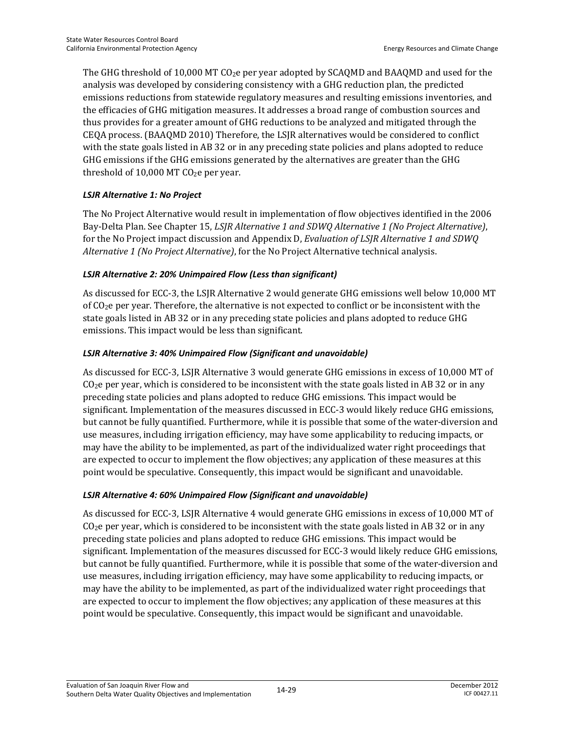The GHG threshold of 10,000 MT $CO_2e$ per year adopted by SCAQMD and BAAQMD and used for the analysis was developed by considering consistency with a GHG reduction plan, the predicted emissions reductions from statewide regulatory measures and resulting emissions inventories, and the efficacies of GHG mitigation measures. It addresses a broad range of combustion sources and thus provides for a greater amount of GHG reductions to be analyzed and mitigated through the CEQA process. (BAAQMD 2010) Therefore, the LSJR alternatives would be considered to conflict with the state goals listed in AB 32 or in any preceding state policies and plans adopted to reduce GHG emissions if the GHG emissions generated by the alternatives are greater than the GHG threshold of 10,000 MT $CO_2e$ per year.

***LSJR Alternative 1: No Project***

The No Project Alternative would result in implementation of flow objectives identified in the 2006 Bay-Delta Plan. See Chapter 15, *LSJR Alternative 1 and SDWQ Alternative 1 (No Project Alternative)*, for the No Project impact discussion and Appendix D, *Evaluation of LSJR Alternative 1 and SDWQ Alternative 1 (No Project Alternative)*, for the No Project Alternative technical analysis.

***LSJR Alternative 2: 20% Unimpaired Flow (Less than significant)***

As discussed for ECC-3, the LSJR Alternative 2 would generate GHG emissions well below 10,000 MT of $CO_2e$ per year. Therefore, the alternative is not expected to conflict or be inconsistent with the state goals listed in AB 32 or in any preceding state policies and plans adopted to reduce GHG emissions. This impact would be less than significant.

***LSJR Alternative 3: 40% Unimpaired Flow (Significant and unavoidable)***

As discussed for ECC-3, LSJR Alternative 3 would generate GHG emissions in excess of 10,000 MT of $CO_2e$ per year, which is considered to be inconsistent with the state goals listed in AB 32 or in any preceding state policies and plans adopted to reduce GHG emissions. This impact would be significant. Implementation of the measures discussed in ECC-3 would likely reduce GHG emissions, but cannot be fully quantified. Furthermore, while it is possible that some of the water-diversion and use measures, including irrigation efficiency, may have some applicability to reducing impacts, or may have the ability to be implemented, as part of the individualized water right proceedings that are expected to occur to implement the flow objectives; any application of these measures at this point would be speculative. Consequently, this impact would be significant and unavoidable.

***LSJR Alternative 4: 60% Unimpaired Flow (Significant and unavoidable)***

As discussed for ECC-3, LSJR Alternative 4 would generate GHG emissions in excess of 10,000 MT of $CO_2e$ per year, which is considered to be inconsistent with the state goals listed in AB 32 or in any preceding state policies and plans adopted to reduce GHG emissions. This impact would be significant. Implementation of the measures discussed for ECC-3 would likely reduce GHG emissions, but cannot be fully quantified. Furthermore, while it is possible that some of the water-diversion and use measures, including irrigation efficiency, may have some applicability to reducing impacts, or may have the ability to be implemented, as part of the individualized water right proceedings that are expected to occur to implement the flow objectives; any application of these measures at this point would be speculative. Consequently, this impact would be significant and unavoidable.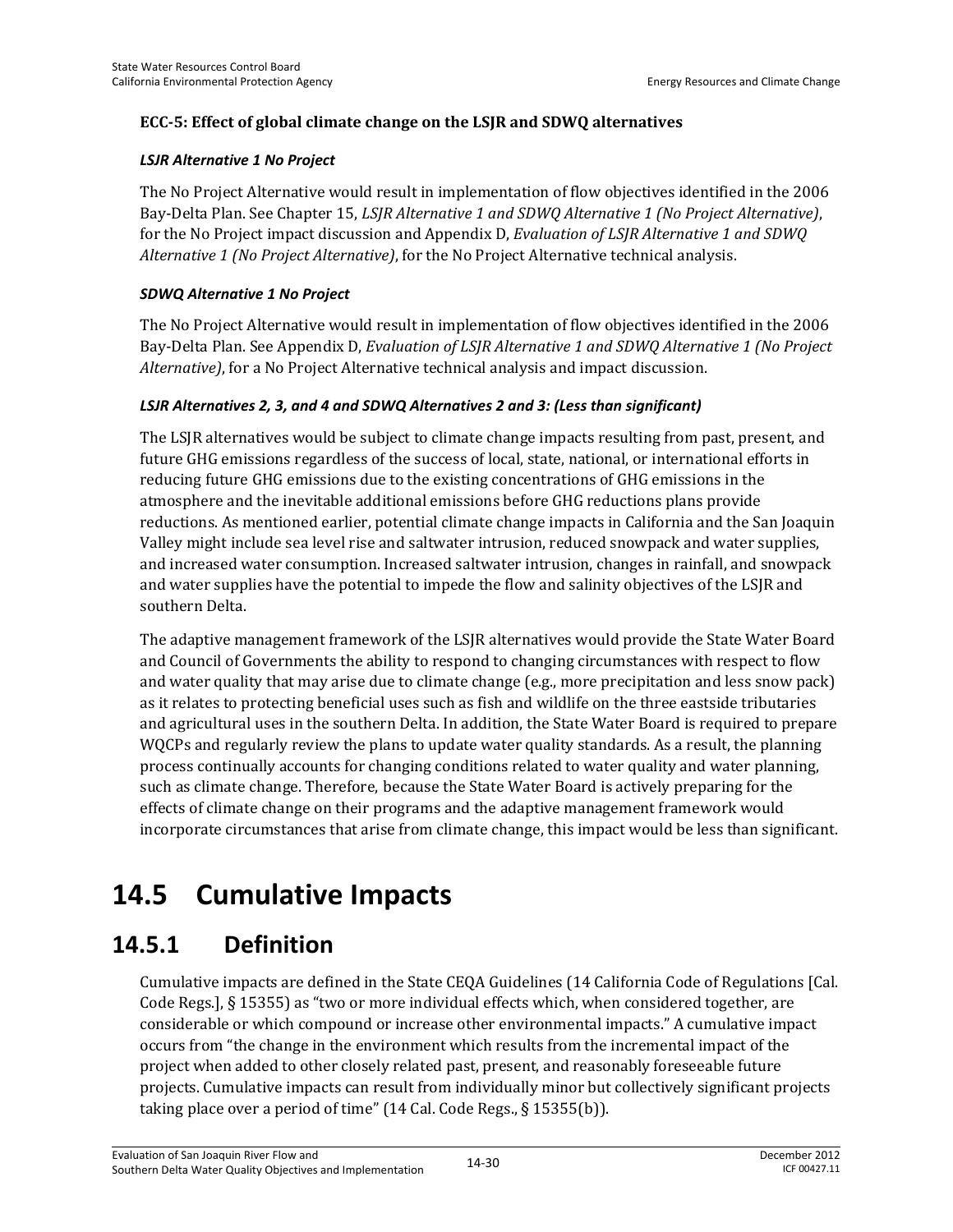### ECC-5: Effect of global climate change on the LSJR and SDWQ alternatives

#### *LSJR Alternative 1 No Project*

The No Project Alternative would result in implementation of flow objectives identified in the 2006 Bay-Delta Plan. See Chapter 15, *LSJR Alternative 1 and SDWQ Alternative 1 (No Project Alternative)*, for the No Project impact discussion and Appendix D, *Evaluation of LSJR Alternative 1 and SDWQ Alternative 1 (No Project Alternative)*, for the No Project Alternative technical analysis.

#### *SDWQ Alternative 1 No Project*

The No Project Alternative would result in implementation of flow objectives identified in the 2006 Bay-Delta Plan. See Appendix D, *Evaluation of LSJR Alternative 1 and SDWQ Alternative 1 (No Project Alternative)*, for a No Project Alternative technical analysis and impact discussion.

#### *LSJR Alternatives 2, 3, and 4 and SDWQ Alternatives 2 and 3: (Less than significant)*

The LSJR alternatives would be subject to climate change impacts resulting from past, present, and future GHG emissions regardless of the success of local, state, national, or international efforts in reducing future GHG emissions due to the existing concentrations of GHG emissions in the atmosphere and the inevitable additional emissions before GHG reductions plans provide reductions. As mentioned earlier, potential climate change impacts in California and the San Joaquin Valley might include sea level rise and saltwater intrusion, reduced snowpack and water supplies, and increased water consumption. Increased saltwater intrusion, changes in rainfall, and snowpack and water supplies have the potential to impede the flow and salinity objectives of the LSJR and southern Delta.

The adaptive management framework of the LSJR alternatives would provide the State Water Board and Council of Governments the ability to respond to changing circumstances with respect to flow and water quality that may arise due to climate change (e.g., more precipitation and less snow pack) as it relates to protecting beneficial uses such as fish and wildlife on the three eastside tributaries and agricultural uses in the southern Delta. In addition, the State Water Board is required to prepare WQCPs and regularly review the plans to update water quality standards. As a result, the planning process continually accounts for changing conditions related to water quality and water planning, such as climate change. Therefore, because the State Water Board is actively preparing for the effects of climate change on their programs and the adaptive management framework would incorporate circumstances that arise from climate change, this impact would be less than significant.

# 14.5 Cumulative Impacts

## 14.5.1 Definition

Cumulative impacts are defined in the State CEQA Guidelines (14 California Code of Regulations [Cal. Code Regs.], § 15355) as "two or more individual effects which, when considered together, are considerable or which compound or increase other environmental impacts." A cumulative impact occurs from "the change in the environment which results from the incremental impact of the project when added to other closely related past, present, and reasonably foreseeable future projects. Cumulative impacts can result from individually minor but collectively significant projects taking place over a period of time" (14 Cal. Code Regs., § 15355(b)).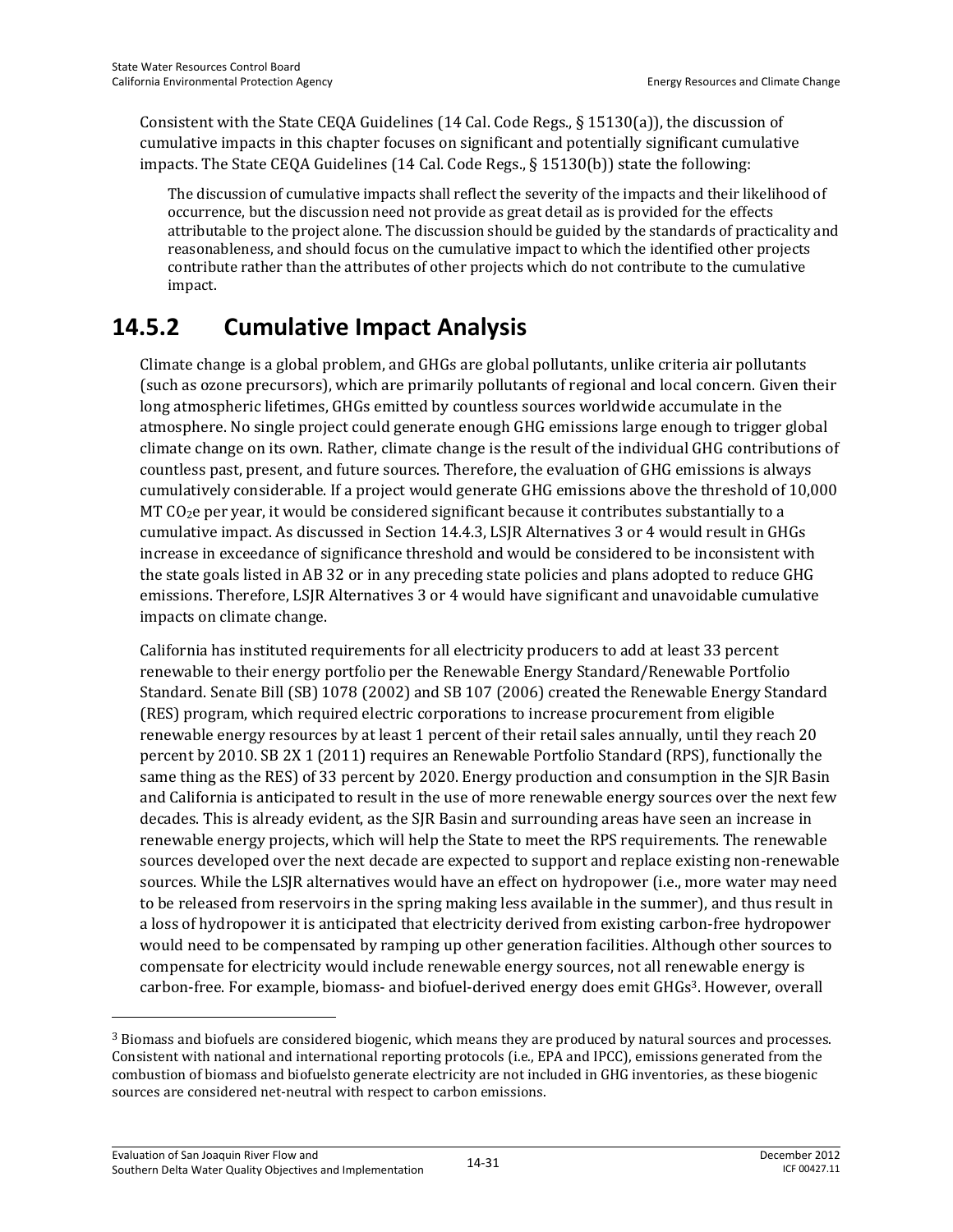Consistent with the State CEQA Guidelines (14 Cal. Code Regs., § 15130(a)), the discussion of cumulative impacts in this chapter focuses on significant and potentially significant cumulative impacts. The State CEQA Guidelines (14 Cal. Code Regs., § 15130(b)) state the following:

> The discussion of cumulative impacts shall reflect the severity of the impacts and their likelihood of occurrence, but the discussion need not provide as great detail as is provided for the effects attributable to the project alone. The discussion should be guided by the standards of practicality and reasonableness, and should focus on the cumulative impact to which the identified other projects contribute rather than the attributes of other projects which do not contribute to the cumulative impact.

## 14.5.2 Cumulative Impact Analysis

Climate change is a global problem, and GHGs are global pollutants, unlike criteria air pollutants (such as ozone precursors), which are primarily pollutants of regional and local concern. Given their long atmospheric lifetimes, GHGs emitted by countless sources worldwide accumulate in the atmosphere. No single project could generate enough GHG emissions large enough to trigger global climate change on its own. Rather, climate change is the result of the individual GHG contributions of countless past, present, and future sources. Therefore, the evaluation of GHG emissions is always cumulatively considerable. If a project would generate GHG emissions above the threshold of 10,000 MT $CO_2e$ per year, it would be considered significant because it contributes substantially to a cumulative impact. As discussed in Section 14.4.3, LSJR Alternatives 3 or 4 would result in GHGs increase in exceedance of significance threshold and would be considered to be inconsistent with the state goals listed in AB 32 or in any preceding state policies and plans adopted to reduce GHG emissions. Therefore, LSJR Alternatives 3 or 4 would have significant and unavoidable cumulative impacts on climate change.

California has instituted requirements for all electricity producers to add at least 33 percent renewable to their energy portfolio per the Renewable Energy Standard/Renewable Portfolio Standard. Senate Bill (SB) 1078 (2002) and SB 107 (2006) created the Renewable Energy Standard (RES) program, which required electric corporations to increase procurement from eligible renewable energy resources by at least 1 percent of their retail sales annually, until they reach 20 percent by 2010. SB 2X 1 (2011) requires an Renewable Portfolio Standard (RPS), functionally the same thing as the RES) of 33 percent by 2020. Energy production and consumption in the SJR Basin and California is anticipated to result in the use of more renewable energy sources over the next few decades. This is already evident, as the SJR Basin and surrounding areas have seen an increase in renewable energy projects, which will help the State to meet the RPS requirements. The renewable sources developed over the next decade are expected to support and replace existing non-renewable sources. While the LSJR alternatives would have an effect on hydropower (i.e., more water may need to be released from reservoirs in the spring making less available in the summer), and thus result in a loss of hydropower it is anticipated that electricity derived from existing carbon-free hydropower would need to be compensated by ramping up other generation facilities. Although other sources to compensate for electricity would include renewable energy sources, not all renewable energy is carbon-free. For example, biomass- and biofuel-derived energy does emit GHGs[3]. However, overall

[3] Biomass and biofuels are considered biogenic, which means they are produced by natural sources and processes. Consistent with national and international reporting protocols (i.e., EPA and IPCC), emissions generated from the combustion of biomass and biofuelsto generate electricity are not included in GHG inventories, as these biogenic sources are considered net-neutral with respect to carbon emissions.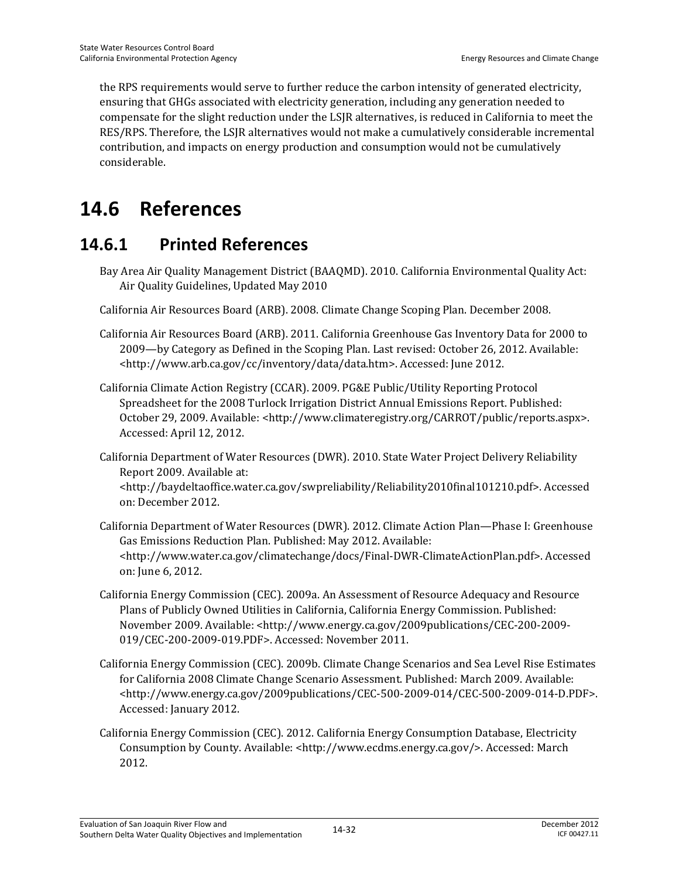the RPS requirements would serve to further reduce the carbon intensity of generated electricity, ensuring that GHGs associated with electricity generation, including any generation needed to compensate for the slight reduction under the LSJR alternatives, is reduced in California to meet the RES/RPS. Therefore, the LSJR alternatives would not make a cumulatively considerable incremental contribution, and impacts on energy production and consumption would not be cumulatively considerable.

# 14.6 References

## 14.6.1 Printed References

Bay Area Air Quality Management District (BAAQMD). 2010. California Environmental Quality Act: Air Quality Guidelines, Updated May 2010

California Air Resources Board (ARB). 2008. Climate Change Scoping Plan. December 2008.

California Air Resources Board (ARB). 2011. California Greenhouse Gas Inventory Data for 2000 to 2009—by Category as Defined in the Scoping Plan. Last revised: October 26, 2012. Available: <http://www.arb.ca.gov/cc/inventory/data/data.htm>. Accessed: June 2012.

California Climate Action Registry (CCAR). 2009. PG&E Public/Utility Reporting Protocol Spreadsheet for the 2008 Turlock Irrigation District Annual Emissions Report. Published: October 29, 2009. Available: <http://www.climateregistry.org/CARROT/public/reports.aspx>. Accessed: April 12, 2012.

California Department of Water Resources (DWR). 2010. State Water Project Delivery Reliability Report 2009. Available at: <http://baydeltaoffice.water.ca.gov/swpreliability/Reliability2010final101210.pdf>. Accessed on: December 2012.

California Department of Water Resources (DWR). 2012. Climate Action Plan—Phase I: Greenhouse Gas Emissions Reduction Plan. Published: May 2012. Available: <http://www.water.ca.gov/climatechange/docs/Final-DWR-ClimateActionPlan.pdf>. Accessed on: June 6, 2012.

California Energy Commission (CEC). 2009a. An Assessment of Resource Adequacy and Resource Plans of Publicly Owned Utilities in California, California Energy Commission. Published: November 2009. Available: <http://www.energy.ca.gov/2009publications/CEC-200-2009-019/CEC-200-2009-019.PDF>. Accessed: November 2011.

California Energy Commission (CEC). 2009b. Climate Change Scenarios and Sea Level Rise Estimates for California 2008 Climate Change Scenario Assessment. Published: March 2009. Available: <http://www.energy.ca.gov/2009publications/CEC-500-2009-014/CEC-500-2009-014-D.PDF>. Accessed: January 2012.

California Energy Commission (CEC). 2012. California Energy Consumption Database, Electricity Consumption by County. Available: <http://www.ecdms.energy.ca.gov/>. Accessed: March 2012.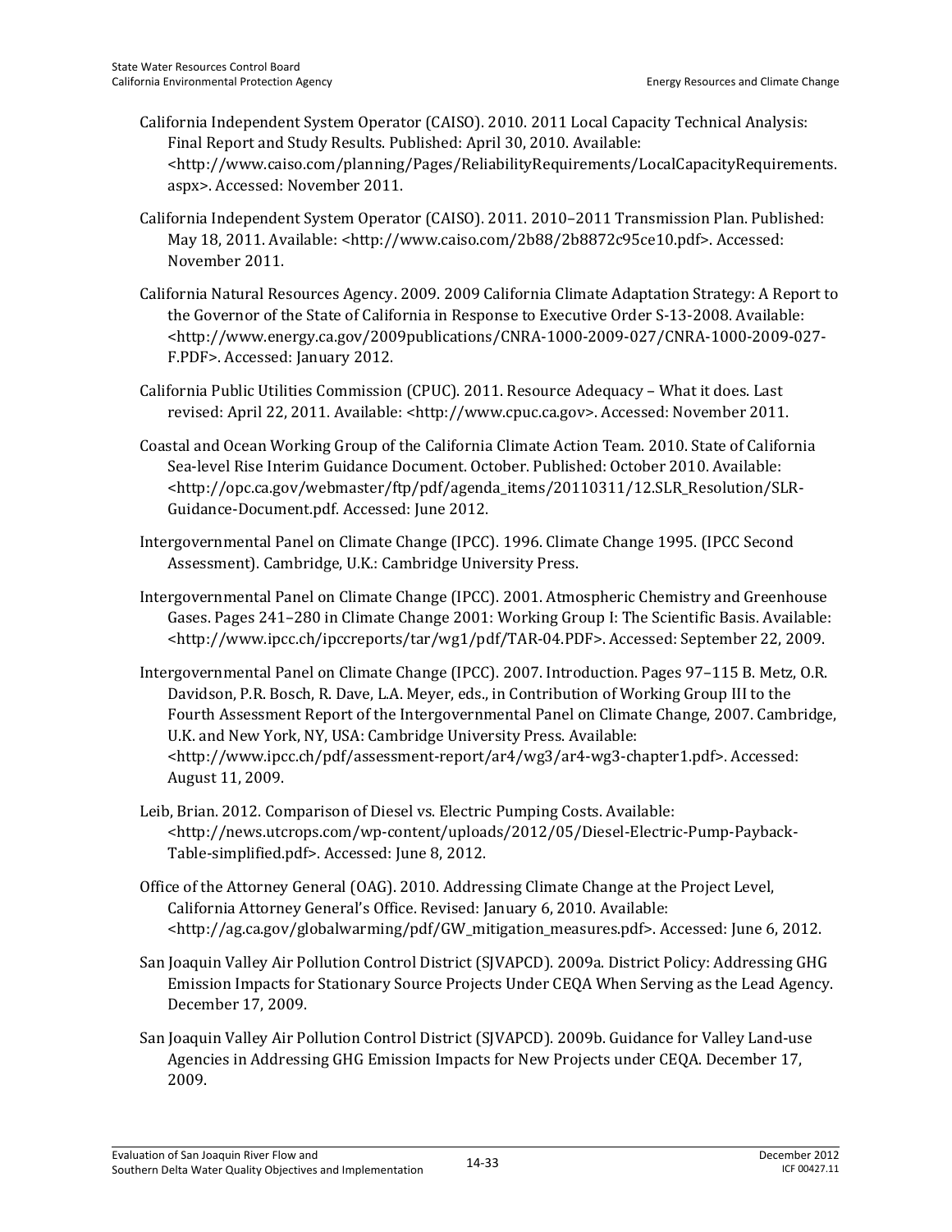California Independent System Operator (CAISO). 2010. 2011 Local Capacity Technical Analysis: Final Report and Study Results. Published: April 30, 2010. Available: <http://www.caiso.com/planning/Pages/ReliabilityRequirements/LocalCapacityRequirements.aspx>. Accessed: November 2011.

California Independent System Operator (CAISO). 2011. 2010–2011 Transmission Plan. Published: May 18, 2011. Available: <http://www.caiso.com/2b88/2b8872c95ce10.pdf>. Accessed: November 2011.

California Natural Resources Agency. 2009. 2009 California Climate Adaptation Strategy: A Report to the Governor of the State of California in Response to Executive Order S-13-2008. Available: <http://www.energy.ca.gov/2009publications/CNRA-1000-2009-027/CNRA-1000-2009-027-F.PDF>. Accessed: January 2012.

California Public Utilities Commission (CPUC). 2011. Resource Adequacy – What it does. Last revised: April 22, 2011. Available: <http://www.cpuc.ca.gov>. Accessed: November 2011.

Coastal and Ocean Working Group of the California Climate Action Team. 2010. State of California Sea-level Rise Interim Guidance Document. October. Published: October 2010. Available: <http://opc.ca.gov/webmaster/ftp/pdf/agenda_items/20110311/12.SLR_Resolution/SLR-Guidance-Document.pdf. Accessed: June 2012.

Intergovernmental Panel on Climate Change (IPCC). 1996. Climate Change 1995. (IPCC Second Assessment). Cambridge, U.K.: Cambridge University Press.

Intergovernmental Panel on Climate Change (IPCC). 2001. Atmospheric Chemistry and Greenhouse Gases. Pages 241–280 in Climate Change 2001: Working Group I: The Scientific Basis. Available: <http://www.ipcc.ch/ipccreports/tar/wg1/pdf/TAR-04.PDF>. Accessed: September 22, 2009.

Intergovernmental Panel on Climate Change (IPCC). 2007. Introduction. Pages 97–115 B. Metz, O.R. Davidson, P.R. Bosch, R. Dave, L.A. Meyer, eds., in Contribution of Working Group III to the Fourth Assessment Report of the Intergovernmental Panel on Climate Change, 2007. Cambridge, U.K. and New York, NY, USA: Cambridge University Press. Available: <http://www.ipcc.ch/pdf/assessment-report/ar4/wg3/ar4-wg3-chapter1.pdf>. Accessed: August 11, 2009.

Leib, Brian. 2012. Comparison of Diesel vs. Electric Pumping Costs. Available: <http://news.utcrops.com/wp-content/uploads/2012/05/Diesel-Electric-Pump-Payback-Table-simplified.pdf>. Accessed: June 8, 2012.

Office of the Attorney General (OAG). 2010. Addressing Climate Change at the Project Level, California Attorney General's Office. Revised: January 6, 2010. Available: <http://ag.ca.gov/globalwarming/pdf/GW_mitigation_measures.pdf>. Accessed: June 6, 2012.

San Joaquin Valley Air Pollution Control District (SJVAPCD). 2009a. District Policy: Addressing GHG Emission Impacts for Stationary Source Projects Under CEQA When Serving as the Lead Agency. December 17, 2009.

San Joaquin Valley Air Pollution Control District (SJVAPCD). 2009b. Guidance for Valley Land-use Agencies in Addressing GHG Emission Impacts for New Projects under CEQA. December 17, 2009.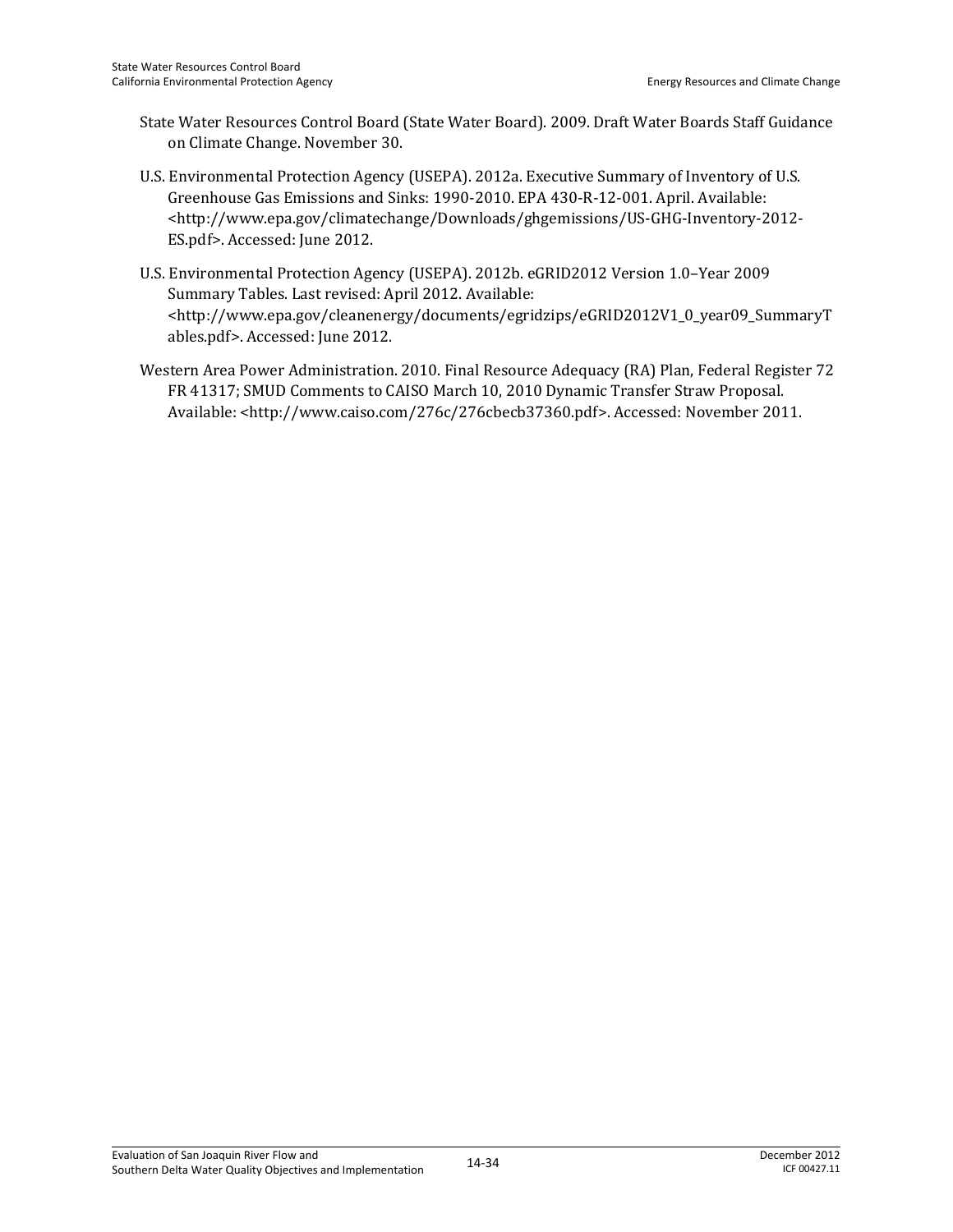State Water Resources Control Board (State Water Board). 2009. Draft Water Boards Staff Guidance on Climate Change. November 30.

U.S. Environmental Protection Agency (USEPA). 2012a. Executive Summary of Inventory of U.S. Greenhouse Gas Emissions and Sinks: 1990-2010. EPA 430-R-12-001. April. Available: <http://www.epa.gov/climatechange/Downloads/ghgemissions/US-GHG-Inventory-2012-ES.pdf>. Accessed: June 2012.

U.S. Environmental Protection Agency (USEPA). 2012b. eGRID2012 Version 1.0–Year 2009 Summary Tables. Last revised: April 2012. Available: <http://www.epa.gov/cleanenergy/documents/egridzips/eGRID2012V1_0_year09_SummaryTables.pdf>. Accessed: June 2012.

Western Area Power Administration. 2010. Final Resource Adequacy (RA) Plan, Federal Register 72 FR 41317; SMUD Comments to CAISO March 10, 2010 Dynamic Transfer Straw Proposal. Available: <http://www.caiso.com/276c/276cbecb37360.pdf>. Accessed: November 2011.